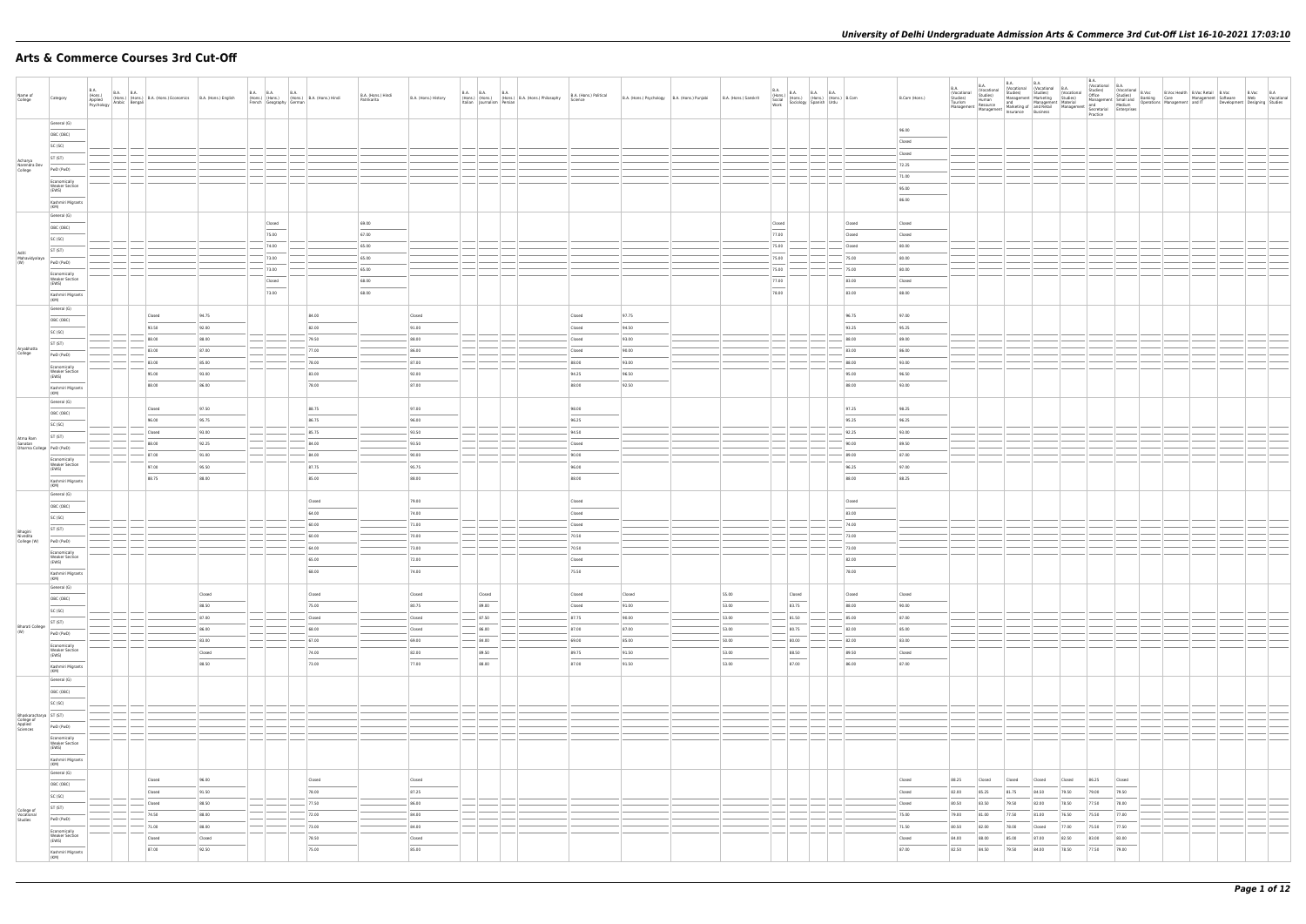# Arts & Commerce Courses 3rd Cut-Off

| Name of College | Category | B.A. (Hons.) Applied Psychology | B.A. (Hons.) Arabic | B.A. (Hons.) Bengali | B.A. (Hons.) Economics | B.A. (Hons.) English | B.A. (Hons.) French | B.A. (Hons.) Geography | B.A. (Hons.) German | B.A. (Hons.) Hindi | B.A. (Hons.) Hindi Patrikarita | B.A. (Hons.) History | B.A. (Hons.) Italian | B.A. (Hons.) Journalism | B.A. (Hons.) Persian | B.A. (Hons.) Philosophy | B.A. (Hons.) Political Science | B.A. (Hons.) Psychology | B.A. (Hons.) Punjabi | B.A. (Hons.) Sanskrit | B.A. (Hons.) Social Work | B.A. (Hons.) Sociology | B.A. (Hons.) Spanish | B.A. (Hons.) Urdu | B.Com | B.Com (Hons.) | B.A. (Vocational Studies) Tourism Management | B.A. (Vocational Studies) Human Resource Management | B.A. (Vocational Studies) Management and Marketing of Insurance | B.A. (Vocational Studies) Marketing Management and Retail Business | B.A. (Vocational Studies) Material Management | B.A. (Vocational Studies) Office Management and Secretarial Practice | B.A. (Vocational Studies) Small and Medium Enterprises | B.Voc Banking Operations | B.Voc Health Care Management | B.Voc Retail Management and IT | B.Voc Software Development | B.Voc Web Designing | B.A Vocational Studies |
|---|---|---|---|---|---|---|---|---|---|---|---|---|---|---|---|---|---|---|---|---|---|---|---|---|---|---|---|---|---|---|---|---|---|---|---|---|---|---|---|
| Acharya Narendra Dev College | General (G) | | | | | | | | | | | | | | | | | | | | | | | | | 96.00 | | | | | | | | | | | | | |
| | OBC (OBC) | | | | | | | | | | | | | | | | | | | | | | | | | Closed | | | | | | | | | | | | | |
| | SC (SC) | | | | | | | | | | | | | | | | | | | | | | | | | Closed | | | | | | | | | | | | | |
| | ST (ST) | | | | | | | | | | | | | | | | | | | | | | | | | 72.25 | | | | | | | | | | | | | |
| | PwD (PwD) | | | | | | | | | | | | | | | | | | | | | | | | | 71.00 | | | | | | | | | | | | | |
| | Economically Weaker Section (EWS) | | | | | | | | | | | | | | | | | | | | | | | | | 95.00 | | | | | | | | | | | | | |
| | Kashmiri Migrants (KM) | | | | | | | | | | | | | | | | | | | | | | | | | 86.00 | | | | | | | | | | | | | |
| Aditi Mahavidyalaya (W) | General (G) | | | | | | Closed | | | | 69.00 | | | | | | | | | | Closed | | | | Closed | Closed | | | | | | | | | | | | | |
| | OBC (OBC) | | | | | | 75.00 | | | | 67.00 | | | | | | | | | | 77.00 | | | | Closed | Closed | | | | | | | | | | | | | |
| | SC (SC) | | | | | | 74.00 | | | | 65.00 | | | | | | | | | | 75.00 | | | | Closed | 80.00 | | | | | | | | | | | | | |
| | ST (ST) | | | | | | 73.00 | | | | 65.00 | | | | | | | | | | 75.00 | | | | 75.00 | 80.00 | | | | | | | | | | | | | |
| | PwD (PwD) | | | | | | 73.00 | | | | 65.00 | | | | | | | | | | 75.00 | | | | 75.00 | 80.00 | | | | | | | | | | | | | |
| | Economically Weaker Section (EWS) | | | | | | Closed | | | | 68.00 | | | | | | | | | | 77.00 | | | | 83.00 | Closed | | | | | | | | | | | | | |
| | Kashmiri Migrants (KM) | | | | | | 73.00 | | | | 68.00 | | | | | | | | | | 78.00 | | | | 83.00 | 88.00 | | | | | | | | | | | | | |
| Aryabhatta College | General (G) | | | | Closed | 94.75 | | | | 84.00 | | Closed | | | | | Closed | 97.75 | | | | | | | 96.75 | 97.00 | | | | | | | | | | | | | |
| | OBC (OBC) | | | | 92.50 | 92.00 | | | | 82.00 | | 91.00 | | | | | Closed | 94.50 | | | | | | | 93.25 | 95.25 | | | | | | | | | | | | | |
| | SC (SC) | | | | 88.00 | 88.00 | | | | 79.50 | | 88.00 | | | | | Closed | 93.00 | | | | | | | 88.00 | 89.00 | | | | | | | | | | | | | |
| | ST (ST) | | | | 83.00 | 87.00 | | | | 77.00 | | 86.00 | | | | | Closed | 90.00 | | | | | | | 83.00 | 86.00 | | | | | | | | | | | | | |
| | PwD (PwD) | | | | 83.00 | 85.00 | | | | 78.00 | | 87.00 | | | | | 88.00 | 93.00 | | | | | | | 88.00 | 93.00 | | | | | | | | | | | | | |
| | Economically Weaker Section (EWS) | | | | 95.00 | 93.00 | | | | 83.00 | | 92.00 | | | | | 94.25 | 96.50 | | | | | | | 95.00 | 96.50 | | | | | | | | | | | | | |
| | Kashmiri Migrants (KM) | | | | 88.00 | 86.00 | | | | 78.00 | | 87.00 | | | | | 88.00 | 92.50 | | | | | | | 88.00 | 93.00 | | | | | | | | | | | | | |
| Atma Ram Sanatan Dharma College | General (G) | | | | Closed | 97.50 | | | | 88.75 | | 97.00 | | | | | 98.00 | | | | | | | | 97.25 | 98.25 | | | | | | | | | | | | | |
| | OBC (OBC) | | | | 96.00 | 95.75 | | | | 86.75 | | 96.00 | | | | | 96.25 | | | | | | | | 95.25 | 96.25 | | | | | | | | | | | | | |
| | SC (SC) | | | | Closed | 93.00 | | | | 85.75 | | 93.50 | | | | | 94.50 | | | | | | | | 92.25 | 93.00 | | | | | | | | | | | | | |
| | ST (ST) | | | | 88.00 | 92.25 | | | | 84.00 | | 93.50 | | | | | Closed | | | | | | | | 90.00 | 89.50 | | | | | | | | | | | | | |
| | PwD (PwD) | | | | 87.00 | 91.00 | | | | 84.00 | | 90.00 | | | | | 90.00 | | | | | | | | 89.00 | 87.00 | | | | | | | | | | | | | |
| | Economically Weaker Section (EWS) | | | | 97.00 | 95.50 | | | | 87.75 | | 95.75 | | | | | 96.00 | | | | | | | | 96.25 | 97.00 | | | | | | | | | | | | | |
| | Kashmiri Migrants (KM) | | | | 89.75 | 88.00 | | | | 85.00 | | 88.00 | | | | | 88.00 | | | | | | | | 88.00 | 88.25 | | | | | | | | | | | | | |
| Bhagini Nivedita College (W) | General (G) | | | | | | | | | Closed | | 79.00 | | | | | Closed | | | | | | | | Closed | | | | | | | | | | | | | | |
| | OBC (OBC) | | | | | | | | | 64.00 | | 74.00 | | | | | Closed | | | | | | | | 83.00 | | | | | | | | | | | | | | |
| | SC (SC) | | | | | | | | | 60.00 | | 73.00 | | | | | Closed | | | | | | | | 74.00 | | | | | | | | | | | | | | |
| | ST (ST) | | | | | | | | | 60.00 | | 70.00 | | | | | 70.50 | | | | | | | | 73.00 | | | | | | | | | | | | | | |
| | PwD (PwD) | | | | | | | | | 64.00 | | 72.00 | | | | | 70.50 | | | | | | | | 73.00 | | | | | | | | | | | | | | |
| | Economically Weaker Section (EWS) | | | | | | | | | 65.00 | | 72.00 | | | | | Closed | | | | | | | | 82.00 | | | | | | | | | | | | | | |
| | Kashmiri Migrants (KM) | | | | | | | | | 60.00 | | 74.00 | | | | | 75.50 | | | | | | | | 78.00 | | | | | | | | | | | | | | |
| Bharati College (W) | General (G) | | | | | Closed | | | | Closed | | Closed | | Closed | | | Closed | Closed | | 55.00 | | Closed | | | Closed | Closed | | | | | | | | | | | | | |
| | OBC (OBC) | | | | | 88.50 | | | | 75.00 | | 80.75 | | 89.00 | | | Closed | 91.00 | | 53.00 | | 83.75 | | | 88.00 | 90.00 | | | | | | | | | | | | | |
| | SC (SC) | | | | | 87.00 | | | | Closed | | Closed | | 87.50 | | | 87.75 | 90.00 | | 53.00 | | 81.50 | | | 85.00 | 87.00 | | | | | | | | | | | | | |
| | ST (ST) | | | | | 86.00 | | | | 68.00 | | Closed | | 86.00 | | | 87.00 | 87.00 | | 53.00 | | 83.75 | | | 82.00 | 85.00 | | | | | | | | | | | | | |
| | PwD (PwD) | | | | | 83.00 | | | | 67.00 | | 69.00 | | 84.00 | | | 89.00 | 85.00 | | 50.00 | | 80.00 | | | 82.00 | 83.00 | | | | | | | | | | | | | |
| | Economically Weaker Section (EWS) | | | | | Closed | | | | 74.00 | | 82.00 | | 89.50 | | | 89.75 | 91.50 | | 53.00 | | 88.50 | | | 89.50 | Closed | | | | | | | | | | | | | |
| | Kashmiri Migrants (KM) | | | | | 88.50 | | | | 73.00 | | 77.00 | | 88.00 | | | 87.00 | 91.50 | | 53.00 | | 87.00 | | | 86.00 | 87.00 | | | | | | | | | | | | | |
| Bhaskaracharya College of Applied Sciences | General (G) | | | | | | | | | | | | | | | | | | | | | | | | | | | | | | | | | | | | | | |
| | OBC (OBC) | | | | | | | | | | | | | | | | | | | | | | | | | | | | | | | | | | | | | | |
| | SC (SC) | | | | | | | | | | | | | | | | | | | | | | | | | | | | | | | | | | | | | | |
| | ST (ST) | | | | | | | | | | | | | | | | | | | | | | | | | | | | | | | | | | | | | | |
| | PwD (PwD) | | | | | | | | | | | | | | | | | | | | | | | | | | | | | | | | | | | | | | |
| | Economically Weaker Section (EWS) | | | | | | | | | | | | | | | | | | | | | | | | | | | | | | | | | | | | | | |
| | Kashmiri Migrants (KM) | | | | | | | | | | | | | | | | | | | | | | | | | | | | | | | | | | | | | | |
| College of Vocational Studies | General (G) | | | | Closed | 96.00 | | | | Closed | | Closed | | | | | | | | | | | | | | Closed | 88.25 | Closed | Closed | Closed | Closed | 86.25 | Closed | | | | | | |
| | OBC (OBC) | | | | Closed | 91.50 | | | | 78.00 | | 87.25 | | | | | | | | | | | | | | Closed | 82.00 | 85.25 | 81.75 | 84.50 | 79.50 | 79.00 | 78.50 | | | | | | |
| | SC (SC) | | | | Closed | 88.50 | | | | 77.50 | | 86.00 | | | | | | | | | | | | | | Closed | 80.50 | 83.50 | 79.50 | 82.00 | 78.50 | 77.50 | 78.00 | | | | | | |
| | ST (ST) | | | | 74.50 | 88.00 | | | | 72.00 | | 84.00 | | | | | | | | | | | | | | 75.00 | 79.00 | 81.00 | 77.50 | 81.00 | 76.50 | 75.50 | 77.00 | | | | | | |
| | PwD (PwD) | | | | 71.00 | 88.00 | | | | 73.00 | | 84.00 | | | | | | | | | | | | | | 71.50 | 80.50 | 82.00 | 78.00 | Closed | 77.00 | 75.50 | 77.50 | | | | | | |
| | Economically Weaker Section (EWS) | | | | Closed | Closed | | | | 78.50 | | Closed | | | | | | | | | | | | | | Closed | 84.00 | 88.00 | 85.00 | 87.00 | 82.50 | 83.00 | 83.00 | | | | | | |
| | Kashmiri Migrants (KM) | | | | 87.00 | 92.50 | | | | 75.00 | | 85.00 | | | | | | | | | | | | | | 87.00 | 82.50 | 84.50 | 79.50 | 84.00 | 78.50 | 77.50 | 79.00 | | | | | | |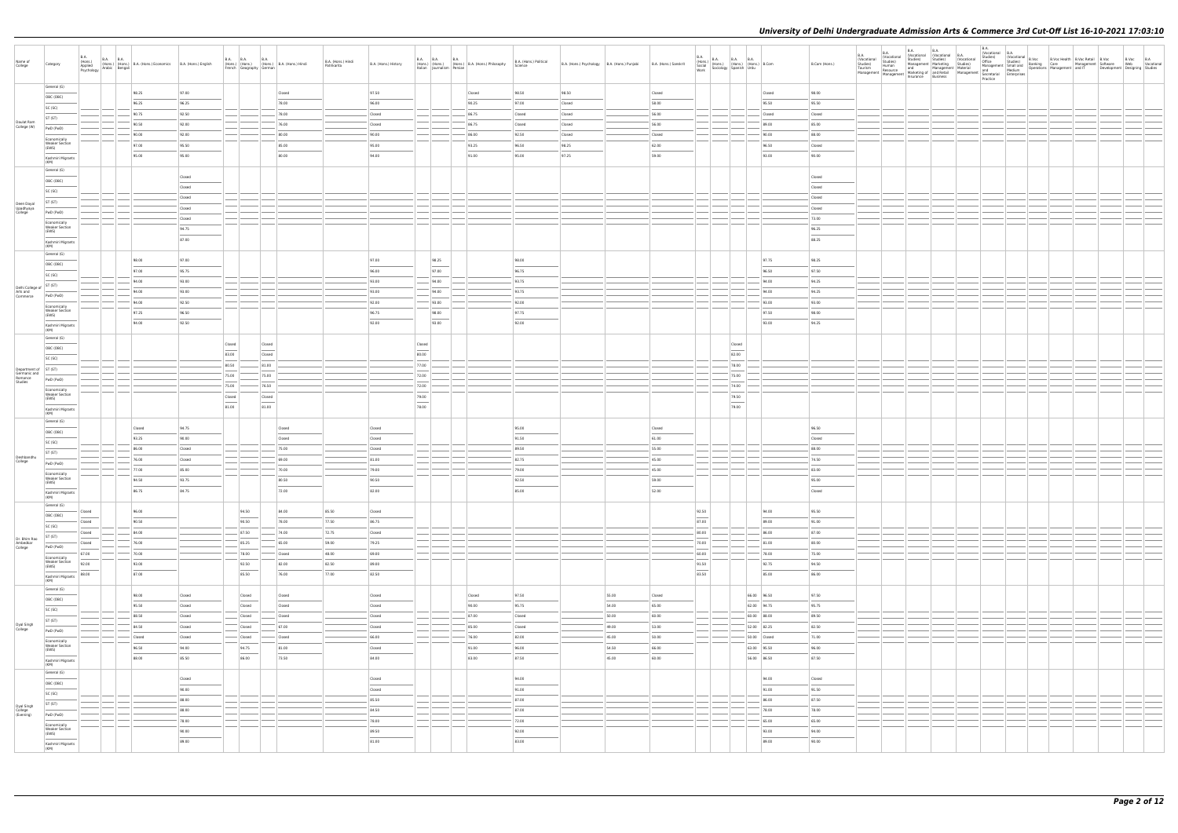# University of Delhi Undergraduate Admission Arts & Commerce 3rd Cut-Off List 16-10-2021 17:03:10

| Name of College | Category | B.A. (Hons.) Applied Psychology | B.A. (Hons.) Arabic | B.A. (Hons.) Bengali | B.A. (Hons.) Economics | B.A. (Hons.) English | B.A. (Hons.) French | B.A. (Hons.) Geography | B.A. (Hons.) German | B.A. (Hons.) Hindi | B.A. (Hons.) Hindi Patrikarita | B.A. (Hons.) History | B.A. (Hons.) Italian | B.A. (Hons.) Journalism | B.A. (Hons.) Persian | B.A. (Hons.) Philosophy | B.A. (Hons.) Political Science | B.A. (Hons.) Psychology | B.A. (Hons.) Punjabi | B.A. (Hons.) Sanskrit | B.A. (Hons.) Social Work | B.A. (Hons.) Sociology | B.A. (Hons.) Spanish | B.A. (Hons.) Urdu | B.Com | B.Com (Hons.) | B.A. (Vocational Studies) Tourism Management | B.A. (Vocational Studies) Human Resource Management | B.A. (Vocational Studies) Management and Marketing of Insurance | B.A. (Vocational Studies) Marketing Management and Retail Business | B.A. (Vocational Studies) Material Management | B.A. (Vocational Studies) Office Management and Secretarial Practice | B.A. (Vocational Studies) Small and Medium Enterprises | B.Voc Banking Operations | B.Voc Health Care Management | B.Voc Retail Management and IT | B.Voc Software Development | B.Voc Web Designing | B.A. Vocational Studies |
|---|---|---|---|---|---|---|---|---|---|---|---|---|---|---|---|---|---|---|---|---|---|---|---|---|---|---|---|---|---|---|---|---|---|---|---|---|---|---|---|
| Daulat Ram College (W) | General (G) | | | | 98.25 | 97.00 | | | | Closed | | 97.50 | | | | Closed | 98.50 | 98.50 | | Closed | | | | | Closed | 98.00 | | | | | | | | | | | | | |
| | OBC (OBC) | | | | 96.25 | 96.25 | | | | 78.00 | | 96.00 | | | | 95.25 | 97.00 | Closed | | 58.00 | | | | | 95.50 | 95.50 | | | | | | | | | | | | | |
| | SC (SC) | | | | 90.75 | 92.50 | | | | 78.00 | | Closed | | | | 86.75 | Closed | Closed | | 56.00 | | | | | Closed | Closed | | | | | | | | | | | | | |
| | ST (ST) | | | | 90.50 | 92.00 | | | | 76.00 | | Closed | | | | 86.75 | Closed | Closed | | 56.00 | | | | | 89.00 | 85.00 | | | | | | | | | | | | | |
| | PwD (PwD) | | | | 90.00 | 92.00 | | | | 80.00 | | 90.00 | | | | 86.00 | 92.50 | Closed | | Closed | | | | | 90.00 | 88.00 | | | | | | | | | | | | | |
| | Economically Weaker Section (EWS) | | | | 97.00 | 95.50 | | | | 85.00 | | 95.00 | | | | 93.25 | 96.50 | 98.25 | | 62.00 | | | | | 96.50 | Closed | | | | | | | | | | | | | |
| | Kashmiri Migrants (KM) | | | | 95.00 | 95.00 | | | | 80.00 | | 94.00 | | | | 91.00 | 95.00 | 97.25 | | 59.00 | | | | | 93.00 | 90.00 | | | | | | | | | | | | | |
| Deen Dayal Upadhyaya College | General (G) | | | | | | | | | | | | | | | | | | | | | | | | | Closed | | | | | | | | | | | | | |
| | OBC (OBC) | | | | | | | | | | | | | | | | | | | | | | | | | Closed | | | | | | | | | | | | | |
| | SC (SC) | | | | | | | | | | | | | | | | | | | | | | | | | Closed | | | | | | | | | | | | | |
| | ST (ST) | | | | | | | | | | | | | | | | | | | | | | | | | Closed | | | | | | | | | | | | | |
| | PwD (PwD) | | | | | | | | | | | | | | | | | | | | | | | | | 73.00 | | | | | | | | | | | | | |
| | Economically Weaker Section (EWS) | | | | | | | | | | | | | | | | | | | | | | | | | 96.25 | | | | | | | | | | | | | |
| | Kashmiri Migrants (KM) | | | | | | | | | | | | | | | | | | | | | | | | | 88.25 | | | | | | | | | | | | | |
| Delhi College of Arts and Commerce | General (G) | | | | 98.00 | 97.00 | | | | | | 97.00 | | 98.25 | | | 98.00 | | | | | | | | 97.75 | 98.25 | | | | | | | | | | | | | |
| | OBC (OBC) | | | | 97.00 | 95.75 | | | | | | 96.00 | | 97.00 | | | 96.75 | | | | | | | | 96.50 | 97.50 | | | | | | | | | | | | | |
| | SC (SC) | | | | 94.00 | 93.00 | | | | | | 93.00 | | 94.00 | | | 93.75 | | | | | | | | 94.00 | 94.25 | | | | | | | | | | | | | |
| | ST (ST) | | | | 94.00 | 93.00 | | | | | | 93.00 | | 94.00 | | | 93.75 | | | | | | | | 94.00 | 94.25 | | | | | | | | | | | | | |
| | PwD (PwD) | | | | 94.00 | 92.50 | | | | | | 92.00 | | 93.00 | | | 92.00 | | | | | | | | 93.00 | 93.00 | | | | | | | | | | | | | |
| | Economically Weaker Section (EWS) | | | | 97.25 | 96.50 | | | | | | 96.75 | | 98.00 | | | 97.75 | | | | | | | | 97.50 | 98.00 | | | | | | | | | | | | | |
| | Kashmiri Migrants (KM) | | | | 94.00 | 92.50 | | | | | | 92.00 | | 93.00 | | | 92.00 | | | | | | | | 93.00 | 94.25 | | | | | | | | | | | | | |
| Department of Germanic and Romance Studies | General (G) | | | | | | Closed | | Closed | | | | Closed | | | | | | | | | | Closed | | | | | | | | | | | | | | | | |
| | OBC (OBC) | | | | | | 83.00 | | Closed | | | | 80.00 | | | | | | | | | | 82.00 | | | | | | | | | | | | | | | | |
| | SC (SC) | | | | | | 80.50 | | 81.00 | | | | 77.00 | | | | | | | | | | 78.00 | | | | | | | | | | | | | | | | |
| | ST (ST) | | | | | | 75.00 | | 75.00 | | | | 72.00 | | | | | | | | | | 75.00 | | | | | | | | | | | | | | | | |
| | PwD (PwD) | | | | | | 75.00 | | 76.50 | | | | 72.00 | | | | | | | | | | 74.00 | | | | | | | | | | | | | | | | |
| | Economically Weaker Section (EWS) | | | | | | Closed | | Closed | | | | 79.00 | | | | | | | | | | 79.50 | | | | | | | | | | | | | | | | |
| | Kashmiri Migrants (KM) | | | | | | 81.00 | | 81.00 | | | | 78.00 | | | | | | | | | | 79.00 | | | | | | | | | | | | | | | | |
| Deshbandhu College | General (G) | | | | Closed | 94.75 | | | | Closed | | Closed | | | | | 95.00 | | | Closed | | | | | | 96.50 | | | | | | | | | | | | | |
| | OBC (OBC) | | | | 93.25 | 90.00 | | | | Closed | | Closed | | | | | 91.50 | | | 61.00 | | | | | | Closed | | | | | | | | | | | | | |
| | SC (SC) | | | | 86.00 | Closed | | | | 75.00 | | Closed | | | | | 89.50 | | | 55.00 | | | | | | 88.00 | | | | | | | | | | | | | |
| | ST (ST) | | | | 76.00 | Closed | | | | 69.00 | | 81.00 | | | | | 82.75 | | | 45.00 | | | | | | 74.50 | | | | | | | | | | | | | |
| | PwD (PwD) | | | | 77.00 | 85.00 | | | | 70.00 | | 79.00 | | | | | 79.00 | | | 45.00 | | | | | | 83.00 | | | | | | | | | | | | | |
| | Economically Weaker Section (EWS) | | | | 94.50 | 93.75 | | | | 80.50 | | 90.50 | | | | | 92.50 | | | 59.00 | | | | | | 95.00 | | | | | | | | | | | | | |
| | Kashmiri Migrants (KM) | | | | 86.75 | 84.75 | | | | 72.00 | | 82.00 | | | | | 85.00 | | | 52.00 | | | | | | Closed | | | | | | | | | | | | | |
| Dr. Bhim Rao Ambedkar College | General (G) | Closed | | | 96.00 | | | 94.50 | | 84.00 | 85.50 | Closed | | | | | | | | | 92.50 | | | | 94.00 | 95.50 | | | | | | | | | | | | | |
| | OBC (OBC) | Closed | | | 90.50 | | | 90.50 | | 78.00 | 77.50 | 86.75 | | | | | | | | | 87.00 | | | | 89.00 | 91.00 | | | | | | | | | | | | | |
| | SC (SC) | Closed | | | 84.00 | | | 87.50 | | 74.00 | 72.75 | Closed | | | | | | | | | 80.00 | | | | 86.00 | 87.00 | | | | | | | | | | | | | |
| | ST (ST) | Closed | | | 76.00 | | | 65.25 | | 65.00 | 59.00 | 79.25 | | | | | | | | | 70.00 | | | | 81.00 | 80.00 | | | | | | | | | | | | | |
| | PwD (PwD) | 67.00 | | | 70.00 | | | 78.00 | | Closed | 48.00 | 69.00 | | | | | | | | | 60.00 | | | | 78.00 | 75.00 | | | | | | | | | | | | | |
| | Economically Weaker Section (EWS) | 92.00 | | | 93.00 | | | 92.50 | | 82.00 | 82.50 | 89.00 | | | | | | | | | 91.50 | | | | 92.75 | 94.50 | | | | | | | | | | | | | |
| | Kashmiri Migrants (KM) | 89.00 | | | 87.00 | | | 65.50 | | 76.00 | 77.00 | 82.50 | | | | | | | | | 83.50 | | | | 85.00 | 86.00 | | | | | | | | | | | | | |
| Dyal Singh College | General (G) | | | | 98.00 | Closed | | Closed | | Closed | | Closed | | | | Closed | 97.50 | | 55.00 | Closed | | | | 66.00 | 96.50 | 97.50 | | | | | | | | | | | | | |
| | OBC (OBC) | | | | 95.50 | Closed | | Closed | | Closed | | Closed | | | | 90.00 | 95.75 | | 54.00 | 65.00 | | | | 62.00 | 94.75 | 95.75 | | | | | | | | | | | | | |
| | SC (SC) | | | | 88.50 | Closed | | Closed | | Closed | | Closed | | | | 87.00 | Closed | | 50.00 | 60.00 | | | | 60.00 | 88.00 | 89.50 | | | | | | | | | | | | | |
| | ST (ST) | | | | 84.50 | Closed | | Closed | | 67.00 | | Closed | | | | 85.00 | Closed | | 49.00 | 53.00 | | | | 52.00 | 82.25 | 82.50 | | | | | | | | | | | | | |
| | PwD (PwD) | | | | Closed | Closed | | Closed | | Closed | | 66.00 | | | | 76.00 | 82.00 | | 45.00 | 50.00 | | | | 50.00 | Closed | 71.00 | | | | | | | | | | | | | |
| | Economically Weaker Section (EWS) | | | | 96.50 | 94.00 | | 94.75 | | 81.00 | | Closed | | | | 91.00 | 96.00 | | 54.50 | 66.00 | | | | 63.00 | 95.50 | 96.00 | | | | | | | | | | | | | |
| | Kashmiri Migrants (KM) | | | | 88.00 | 95.50 | | 86.00 | | 73.50 | | 84.00 | | | | 83.00 | 87.50 | | 45.00 | 60.00 | | | | 56.00 | 86.50 | 87.50 | | | | | | | | | | | | | |
| Dyal Singh College (Evening) | General (G) | | | | | Closed | | | | | | Closed | | | | | 94.00 | | | | | | | | 94.00 | Closed | | | | | | | | | | | | | |
| | OBC (OBC) | | | | | 90.00 | | | | | | Closed | | | | | 91.00 | | | | | | | | 91.00 | 91.50 | | | | | | | | | | | | | |
| | SC (SC) | | | | | 88.00 | | | | | | 85.50 | | | | | 87.00 | | | | | | | | 86.00 | 87.50 | | | | | | | | | | | | | |
| | ST (ST) | | | | | 88.00 | | | | | | 84.50 | | | | | 87.00 | | | | | | | | 78.00 | 78.00 | | | | | | | | | | | | | |
| | PwD (PwD) | | | | | 78.00 | | | | | | 78.00 | | | | | 72.00 | | | | | | | | 65.00 | 65.00 | | | | | | | | | | | | | |
| | Economically Weaker Section (EWS) | | | | | 90.00 | | | | | | 89.50 | | | | | 92.00 | | | | | | | | 93.00 | 94.00 | | | | | | | | | | | | | |
| | Kashmiri Migrants (KM) | | | | | 89.00 | | | | | | 81.00 | | | | | 83.00 | | | | | | | | 89.00 | 90.00 | | | | | | | | | | | | | |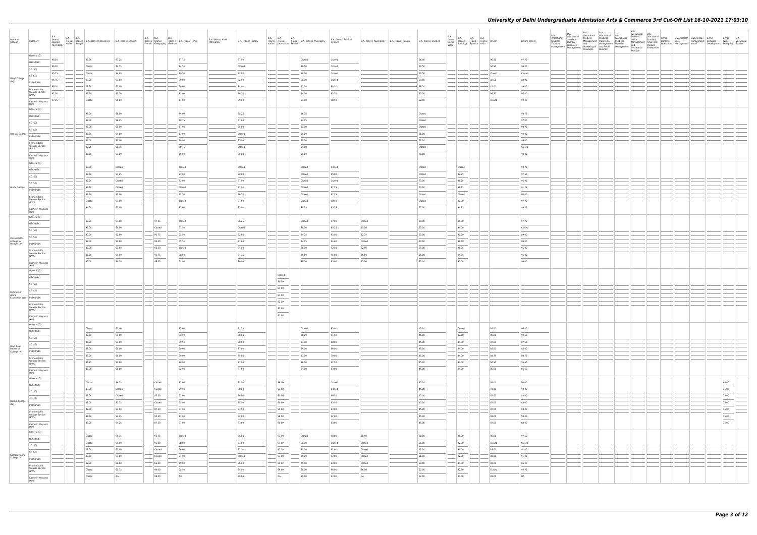| Name of College | Category | B.A. (Hons.) Applied Psychology | B.A. (Hons.) Arabic | B.A. (Hons.) Bengali | B.A. (Hons.) Economics | B.A. (Hons.) English | B.A. (Hons.) French | B.A. (Hons.) Geography | B.A. (Hons.) German | B.A. (Hons.) Hindi | B.A. (Hons.) Hindi Patrikarita | B.A. (Hons.) History | B.A. (Hons.) Italian | B.A. (Hons.) Journalism | B.A. (Hons.) Persian | B.A. (Hons.) Philosophy | B.A. (Hons.) Political Science | B.A. (Hons.) Psychology | B.A. (Hons.) Punjabi | B.A. (Hons.) Sanskrit | B.A. (Hons.) Social Work | B.A. (Hons.) Sociology | B.A. (Hons.) Spanish | B.A. (Hons.) Urdu | B.Com | B.Com (Hons.) | B.A. (Vocational Studies) Tourism Management | B.A. (Vocational Studies) Human Resource Management | B.A. (Vocational Studies) Management and Marketing of Insurance | B.A. (Vocational Studies) Marketing Management and Retail Business | B.A. (Vocational Studies) Material Management | B.A. (Vocational Studies) Office Management and Secretarial Practice | B.A. (Vocational Studies) Small and Medium Enterprises | B.Voc Banking Operations | B.Voc Health Care Management | B.Voc Retail Management and IT | B.Voc Software Development | B.Voc Web Designing | B.A. Vocational Studies |
|---|---|---|---|---|---|---|---|---|---|---|---|---|---|---|---|---|---|---|---|---|---|---|---|---|---|---|---|---|---|---|---|---|---|---|---|---|---|---|---|
| Gargi College (W) | General (G) | 98.50 | | | 98.50 | 97.25 | | | | 87.75 | | 97.50 | | | | Closed | Closed | | | 66.50 | | | | | 96.50 | 97.75 | | | | | | | | | | | | | |
| | OBC (OBC) | 96.00 | | | Closed | 94.75 | | | | 84.50 | | Closed | | | | 90.50 | Closed | | | 63.50 | | | | | 94.50 | 96.00 | | | | | | | | | | | | | |
| | SC (SC) | 95.75 | | | Closed | 94.00 | | | | 80.50 | | 93.00 | | | | 88.00 | Closed | | | 62.50 | | | | | Closed | Closed | | | | | | | | | | | | | |
| | ST (ST) | 94.75 | | | 88.00 | 93.00 | | | | 79.00 | | 92.50 | | | | 88.00 | Closed | | | 59.50 | | | | | 82.50 | 83.25 | | | | | | | | | | | | | |
| | PwD (PwD) | 96.00 | | | 89.50 | 93.00 | | | | 79.00 | | 88.00 | | | | 91.00 | 90.50 | | | 59.50 | | | | | 87.00 | 89.00 | | | | | | | | | | | | | |
| | Economically Weaker Section (EWS) | 97.00 | | | 96.50 | 95.50 | | | | 85.00 | | 94.50 | | | | 94.00 | 95.50 | | | 65.50 | | | | | 96.50 | 97.00 | | | | | | | | | | | | | |
| | Kashmiri Migrants (KM) | 97.25 | | | Closed | 95.00 | | | | 84.00 | | 89.00 | | | | 91.00 | 90.50 | | | 62.50 | | | | | Closed | 92.00 | | | | | | | | | | | | | |
| Hansraj College | General (G) | | | | 99.00 | 98.00 | | | | 94.00 | | 98.25 | | | | 96.75 | | | | Closed | | | | | | 98.75 | | | | | | | | | | | | | |
| | OBC (OBC) | | | | 97.00 | 96.25 | | | | 90.75 | | 97.00 | | | | 94.75 | | | | Closed | | | | | | 97.00 | | | | | | | | | | | | | |
| | SC (SC) | | | | 96.00 | 95.50 | | | | 87.00 | | 95.50 | | | | 93.00 | | | | Closed | | | | | | 94.75 | | | | | | | | | | | | | |
| | ST (ST) | | | | 93.75 | 94.00 | | | | 83.00 | | Closed | | | | 90.00 | | | | 61.00 | | | | | | 92.00 | | | | | | | | | | | | | |
| | PwD (PwD) | | | | 94.00 | 93.00 | | | | 90.00 | | 95.00 | | | | 90.00 | | | | 60.00 | | | | | | 86.00 | | | | | | | | | | | | | |
| | Economically Weaker Section (EWS) | | | | 97.25 | 96.75 | | | | 90.75 | | Closed | | | | 94.00 | | | | Closed | | | | | | Closed | | | | | | | | | | | | | |
| | Kashmiri Migrants (KM) | | | | 93.00 | 93.00 | | | | 85.00 | | 90.00 | | | | 90.00 | | | | 70.00 | | | | | | 90.00 | | | | | | | | | | | | | |
| Hindu College | General (G) | | | | 99.00 | Closed | | | | Closed | | Closed | | | | Closed | Closed | | | Closed | | Closed | | | | 98.75 | | | | | | | | | | | | | |
| | OBC (OBC) | | | | 97.50 | 97.25 | | | | 93.00 | | 98.00 | | | | Closed | 99.00 | | | Closed | | 97.25 | | | | 97.50 | | | | | | | | | | | | | |
| | SC (SC) | | | | 96.25 | Closed | | | | 92.00 | | 97.50 | | | | Closed | Closed | | | 73.00 | | 96.25 | | | | 95.25 | | | | | | | | | | | | | |
| | ST (ST) | | | | 94.50 | Closed | | | | Closed | | 97.00 | | | | Closed | 97.25 | | | 70.00 | | 96.25 | | | | 91.25 | | | | | | | | | | | | | |
| | PwD (PwD) | | | | 94.50 | 95.00 | | | | 92.50 | | 96.50 | | | | Closed | 97.25 | | | Closed | | Closed | | | | 90.00 | | | | | | | | | | | | | |
| | Economically Weaker Section (EWS) | | | | Closed | 97.50 | | | | Closed | | 97.50 | | | | Closed | 98.50 | | | Closed | | 97.00 | | | | 97.75 | | | | | | | | | | | | | |
| | Kashmiri Migrants (KM) | | | | 94.00 | 93.00 | | | | 91.00 | | 95.00 | | | | 88.75 | 95.75 | | | 72.00 | | 94.75 | | | | 89.75 | | | | | | | | | | | | | |
| Indraprastha College for Women (W) | General (G) | | | | 98.00 | 97.00 | | 97.25 | | Closed | | 96.25 | | | | Closed | 97.00 | Closed | | 60.00 | | 96.00 | | | | 97.75 | | | | | | | | | | | | | |
| | OBC (OBC) | | | | 95.00 | 94.00 | | Closed | | 77.50 | | Closed | | | | 88.00 | 95.25 | 95.00 | | 55.00 | | 94.00 | | | | Closed | | | | | | | | | | | | | |
| | SC (SC) | | | | 90.00 | 92.00 | | 92.75 | | 75.50 | | 92.00 | | | | 84.75 | 93.00 | 92.75 | | 50.00 | | 93.50 | | | | 89.00 | | | | | | | | | | | | | |
| | ST (ST) | | | | 88.00 | 92.00 | | 94.50 | | 75.50 | | 91.00 | | | | 84.75 | 94.00 | Closed | | 50.00 | | 92.50 | | | | 84.00 | | | | | | | | | | | | | |
| | PwD (PwD) | | | | 89.00 | 93.00 | | 96.50 | | Closed | | 94.00 | | | | 88.00 | 92.50 | 92.50 | | 55.00 | | 95.25 | | | | 91.00 | | | | | | | | | | | | | |
| | Economically Weaker Section (EWS) | | | | 96.00 | 94.50 | | 95.75 | | 78.50 | | 94.75 | | | | 89.50 | 95.00 | 96.50 | | 55.00 | | 94.75 | | | | 95.00 | | | | | | | | | | | | | |
| | Kashmiri Migrants (KM) | | | | 96.00 | 94.50 | | 96.50 | | 78.00 | | 96.00 | | | | 89.00 | 95.00 | 95.00 | | 55.00 | | 95.00 | | | | 96.00 | | | | | | | | | | | | | |
| Institute of Home Economics (W) | General (G) | | | | | | | | | | | | | Closed | | | | | | | | | | | | | | | | | | | | | | | | | |
| | OBC (OBC) | | | | | | | | | | | | | 88.50 | | | | | | | | | | | | | | | | | | | | | | | | | |
| | SC (SC) | | | | | | | | | | | | | 83.00 | | | | | | | | | | | | | | | | | | | | | | | | | |
| | ST (ST) | | | | | | | | | | | | | 81.00 | | | | | | | | | | | | | | | | | | | | | | | | | |
| | PwD (PwD) | | | | | | | | | | | | | 82.00 | | | | | | | | | | | | | | | | | | | | | | | | | |
| | Economically Weaker Section (EWS) | | | | | | | | | | | | | 92.00 | | | | | | | | | | | | | | | | | | | | | | | | | |
| | Kashmiri Migrants (KM) | | | | | | | | | | | | | 81.00 | | | | | | | | | | | | | | | | | | | | | | | | | |
| Janki Devi Memorial College (W) | General (G) | | | | Closed | 95.00 | | | | 82.00 | | 91.75 | | | | Closed | 95.00 | | | 45.00 | | Closed | | | 95.00 | 96.00 | | | | | | | | | | | | | |
| | OBC (OBC) | | | | 92.50 | 91.50 | | | | 78.50 | | 88.00 | | | | 86.00 | 91.50 | | | 45.00 | | 87.50 | | | 90.00 | 90.50 | | | | | | | | | | | | | |
| | SC (SC) | | | | 85.00 | 91.00 | | | | 79.50 | | 88.00 | | | | 84.00 | 88.00 | | | 45.00 | | 84.00 | | | 87.00 | 87.50 | | | | | | | | | | | | | |
| | ST (ST) | | | | 83.00 | 90.00 | | | | 70.00 | | 87.00 | | | | 84.00 | 86.00 | | | 45.00 | | 84.00 | | | 85.00 | 85.00 | | | | | | | | | | | | | |
| | PwD (PwD) | | | | 85.00 | 90.00 | | | | 79.00 | | 85.00 | | | | 83.00 | 79.00 | | | 45.00 | | 84.00 | | | 84.75 | 84.75 | | | | | | | | | | | | | |
| | Economically Weaker Section (EWS) | | | | 94.25 | 92.00 | | | | 80.00 | | 87.00 | | | | 86.00 | 92.50 | | | 45.00 | | 84.00 | | | 94.50 | 95.50 | | | | | | | | | | | | | |
| | Kashmiri Migrants (KM) | | | | 85.00 | 90.00 | | | | 72.00 | | 87.00 | | | | 84.00 | 83.00 | | | 45.00 | | 84.00 | | | 86.00 | 86.50 | | | | | | | | | | | | | |
| Kalindi College (W) | General (G) | | | | Closed | 94.25 | | Closed | | 83.00 | | 92.00 | | 96.00 | | | Closed | | | 45.00 | | | | | 93.00 | 94.00 | | | | | | | | | | | | 83.00 | |
| | OBC (OBC) | | | | 93.00 | Closed | | Closed | | 79.00 | | 88.00 | | 93.00 | | | Closed | | | 45.00 | | | | | 91.00 | 92.00 | | | | | | | | | | | | 76.00 | |
| | SC (SC) | | | | 89.00 | Closed | | 87.50 | | 77.00 | | 86.00 | | 90.00 | | | 86.50 | | | 45.00 | | | | | 87.00 | 88.00 | | | | | | | | | | | | 75.00 | |
| | ST (ST) | | | | 89.00 | 82.75 | | Closed | | 75.00 | | 85.50 | | 90.00 | | | 85.50 | | | 45.00 | | | | | 87.00 | 88.00 | | | | | | | | | | | | 76.00 | |
| | PwD (PwD) | | | | 89.00 | 83.00 | | 87.50 | | 77.00 | | 83.50 | | 90.00 | | | 83.00 | | | 45.00 | | | | | 87.00 | 88.00 | | | | | | | | | | | | 76.00 | |
| | Economically Weaker Section (EWS) | | | | 93.50 | 94.25 | | 92.50 | | 83.00 | | 92.00 | | 96.00 | | | 92.00 | | | 45.00 | | | | | 93.00 | 94.00 | | | | | | | | | | | | 76.00 | |
| | Kashmiri Migrants (KM) | | | | 89.00 | 94.25 | | 87.50 | | 77.00 | | 83.00 | | 90.00 | | | 83.00 | | | 45.00 | | | | | 87.00 | 88.00 | | | | | | | | | | | | 76.00 | |
| Kamala Nehru College (W) | General (G) | | | | Closed | 96.75 | | 96.75 | | Closed | | 96.00 | | 97.50 | | Closed | 98.00 | 98.50 | | 68.00 | | 96.00 | | | 96.00 | 97.50 | | | | | | | | | | | | | |
| | OBC (OBC) | | | | Closed | 94.00 | | 95.00 | | 78.00 | | 93.00 | | 94.00 | | 88.00 | Closed | Closed | | 66.00 | | 92.00 | | | Closed | Closed | | | | | | | | | | | | | |
| | SC (SC) | | | | 89.00 | 93.00 | | Closed | | 76.00 | | 91.50 | | 92.50 | | 85.00 | 92.00 | Closed | | 63.00 | | 91.00 | | | 88.00 | 91.00 | | | | | | | | | | | | | |
| | ST (ST) | | | | 88.50 | 93.00 | | Closed | | 74.00 | | Closed | | 91.50 | | 85.00 | 92.00 | Closed | | 61.00 | | 92.00 | | | 88.00 | 91.00 | | | | | | | | | | | | | |
| | PwD (PwD) | | | | 82.00 | 86.00 | | 86.00 | | 69.00 | | 86.00 | | 85.00 | | 79.00 | 83.00 | Closed | | 58.00 | | 84.00 | | | 83.00 | 86.00 | | | | | | | | | | | | | |
| | Economically Weaker Section (EWS) | | | | Closed | 95.75 | | 94.00 | | 78.50 | | 94.00 | | 96.00 | | 90.00 | 96.00 | 96.00 | | 60.00 | | 92.50 | | | Closed | 95.75 | | | | | | | | | | | | | |
| | Kashmiri Migrants (KM) | | | | Closed | NA | | 88.00 | | NA | | 88.00 | | NA | | 89.00 | 93.00 | NA | | 62.00 | | 84.00 | | | 89.00 | NA | | | | | | | | | | | | | |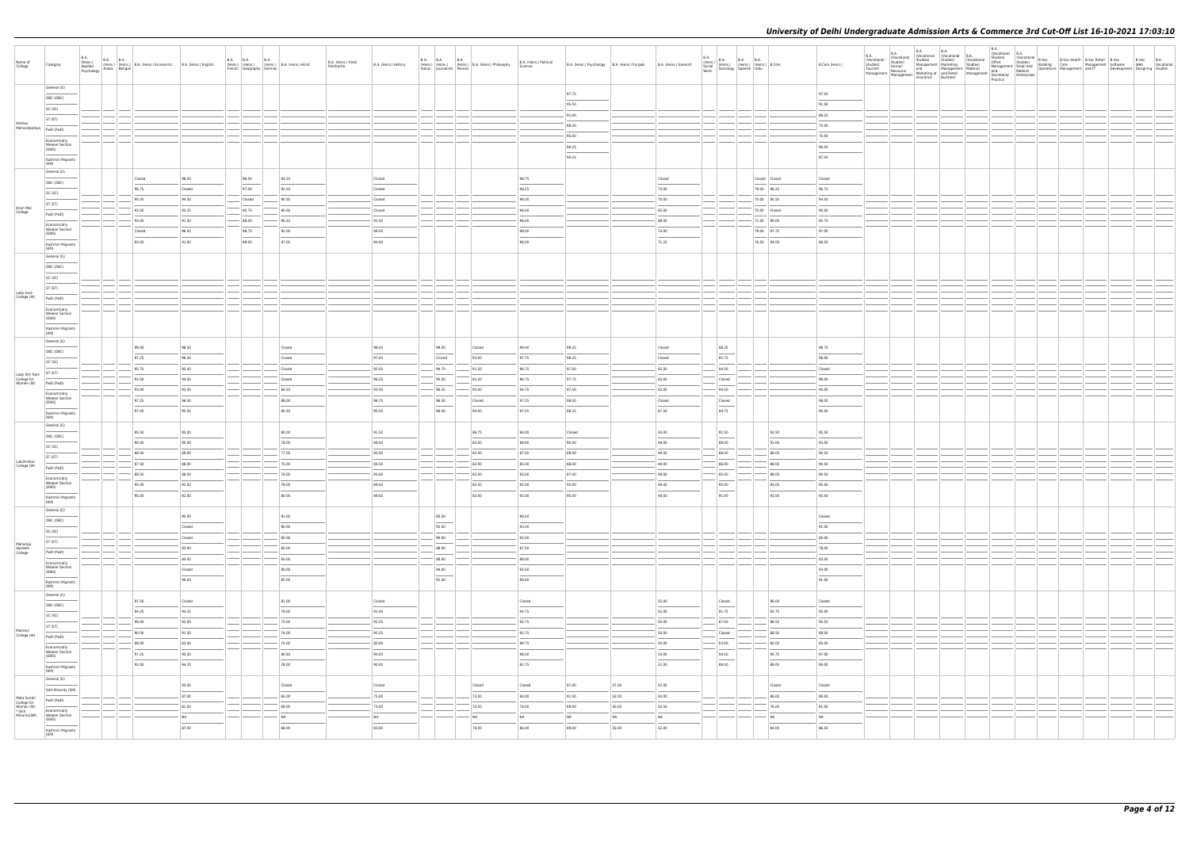# University of Delhi Undergraduate Admission Arts & Commerce 3rd Cut-Off List 16-10-2021 17:03:10

| Name of College | Category | B.A. (Hons.) Applied Psychology | B.A. (Hons.) Arabic | B.A. (Hons.) Bengali | B.A. (Hons.) Economics | B.A. (Hons.) English | B.A. (Hons.) French | B.A. (Hons.) Geography | B.A. (Hons.) German | B.A. (Hons.) Hindi | B.A. (Hons.) Hindi Patrikarita | B.A. (Hons.) History | B.A. (Hons.) Italian | B.A. (Hons.) Journalism | B.A. (Hons.) Persian | B.A. (Hons.) Philosophy | B.A. (Hons.) Political Science | B.A. (Hons.) Psychology | B.A. (Hons.) Punjabi | B.A. (Hons.) Sanskrit | B.A. (Hons.) Social Work | B.A. (Hons.) Sociology | B.A. (Hons.) Spanish | B.A. (Hons.) Urdu | B.Com | B.Com (Hons.) | B.A. (Vocational Studies) Tourism Management | B.A. (Vocational Studies) Human Resource Management | B.A. (Vocational Studies) Management and Marketing of Insurance | B.A. (Vocational Studies) Marketing Management and Retail Business | B.A. (Vocational Studies) Material Management | B.A. (Vocational Studies) Office Management and Secretarial Practice | B.A. (Vocational Studies) Small and Medium Enterprises | B.Voc Banking Operations | B.Voc Health Care | B.Voc Retail Management and IT | B.Voc Software Development | B.Voc Web Designing | B.A Vocational Studies |
|---|---|---|---|---|---|---|---|---|---|---|---|---|---|---|---|---|---|---|---|---|---|---|---|---|---|---|---|---|---|---|---|---|---|---|---|---|---|---|---|
| Keshav Mahavidyalaya | General (G) | | | | | | | | | | | | | | | | | 97.75 | | | | | | | | 97.50 | | | | | | | | | | | | | |
| | OBC (OBC) | | | | | | | | | | | | | | | | | 95.50 | | | | | | | | 91.50 | | | | | | | | | | | | | |
| | SC (SC) | | | | | | | | | | | | | | | | | 93.00 | | | | | | | | 86.25 | | | | | | | | | | | | | |
| | ST (ST) | | | | | | | | | | | | | | | | | 88.00 | | | | | | | | 75.00 | | | | | | | | | | | | | |
| | PwD (PwD) | | | | | | | | | | | | | | | | | 95.00 | | | | | | | | 70.00 | | | | | | | | | | | | | |
| | Economically Weaker Section (EWS) | | | | | | | | | | | | | | | | | 96.25 | | | | | | | | 96.50 | | | | | | | | | | | | | |
| | Kashmiri Migrants (KM) | | | | | | | | | | | | | | | | | 94.25 | | | | | | | | 87.50 | | | | | | | | | | | | | |
| Kirori Mal College | General (G) | | | | Closed | 98.00 | | 98.50 | | 92.50 | | Closed | | | | | 98.75 | | | Closed | | | | Closed | Closed | Closed | | | | | | | | | | | | | |
| | OBC (OBC) | | | | 96.75 | Closed | | 97.00 | | 92.50 | | Closed | | | | | 98.25 | | | 73.00 | | | | 79.00 | 98.25 | 96.75 | | | | | | | | | | | | | |
| | SC (SC) | | | | 95.50 | 94.50 | | Closed | | 90.50 | | Closed | | | | | 96.00 | | | 70.00 | | | | 70.00 | 95.50 | 94.50 | | | | | | | | | | | | | |
| | ST (ST) | | | | 93.50 | 93.25 | | 95.75 | | 90.00 | | Closed | | | | | 96.00 | | | 65.00 | | | | 70.00 | Closed | 90.00 | | | | | | | | | | | | | |
| | PwD (PwD) | | | | 93.00 | 91.50 | | 88.00 | | 90.25 | | 91.50 | | | | | 96.00 | | | 68.00 | | | | 72.00 | 90.00 | 85.75 | | | | | | | | | | | | | |
| | Economically Weaker Section (EWS) | | | | Closed | 96.00 | | 96.75 | | 92.00 | | 96.50 | | | | | 96.00 | | | 73.00 | | | | 79.00 | 97.75 | 97.00 | | | | | | | | | | | | | |
| | Kashmiri Migrants (KM) | | | | 93.00 | 91.00 | | 89.00 | | 87.00 | | 94.00 | | | | | 96.00 | | | 71.25 | | | | 76.50 | 94.00 | 88.50 | | | | | | | | | | | | | |
| Lady Irwin College (W) | General (G) | | | | | | | | | | | | | | | | | | | | | | | | | | | | | | | | | | | | | | |
| | OBC (OBC) | | | | | | | | | | | | | | | | | | | | | | | | | | | | | | | | | | | | | | |
| | SC (SC) | | | | | | | | | | | | | | | | | | | | | | | | | | | | | | | | | | | | | | |
| | ST (ST) | | | | | | | | | | | | | | | | | | | | | | | | | | | | | | | | | | | | | | |
| | PwD (PwD) | | | | | | | | | | | | | | | | | | | | | | | | | | | | | | | | | | | | | | |
| | Economically Weaker Section (EWS) | | | | | | | | | | | | | | | | | | | | | | | | | | | | | | | | | | | | | | |
| | Kashmiri Migrants (KM) | | | | | | | | | | | | | | | | | | | | | | | | | | | | | | | | | | | | | | |
| Lady Shri Ram College for Women (W) | General (G) | | | | 99.00 | 98.50 | | | | Closed | | 98.50 | | 99.00 | | Closed | 99.00 | 99.25 | | Closed | | 98.25 | | | | 98.75 | | | | | | | | | | | | | |
| | OBC (OBC) | | | | 97.25 | 96.50 | | | | Closed | | 97.00 | | Closed | | 93.00 | 97.75 | 98.25 | | Closed | | 95.75 | | | | 98.00 | | | | | | | | | | | | | |
| | SC (SC) | | | | 95.75 | 95.00 | | | | Closed | | 95.50 | | 94.75 | | 91.50 | 96.75 | 97.50 | | 65.00 | | 94.00 | | | | Closed | | | | | | | | | | | | | |
| | ST (ST) | | | | 93.50 | 94.50 | | | | Closed | | 96.25 | | 95.50 | | 91.50 | 96.75 | 97.75 | | 63.00 | | Closed | | | | 96.00 | | | | | | | | | | | | | |
| | PwD (PwD) | | | | 93.00 | 93.50 | | | | 84.50 | | 93.50 | | 96.25 | | 92.00 | 94.75 | 97.50 | | 63.00 | | 93.50 | | | | 95.00 | | | | | | | | | | | | | |
| | Economically Weaker Section (EWS) | | | | 97.25 | 96.50 | | | | 89.00 | | 96.75 | | 96.50 | | Closed | 97.25 | 98.00 | | Closed | | Closed | | | | 98.00 | | | | | | | | | | | | | |
| | Kashmiri Migrants (KM) | | | | 97.00 | 95.00 | | | | 85.50 | | 95.50 | | 96.50 | | 94.00 | 97.25 | 98.25 | | 67.50 | | 94.75 | | | | 95.00 | | | | | | | | | | | | | |
| Lakshmibai College (W) | General (G) | | | | 95.50 | 95.00 | | | | 80.00 | | 91.50 | | | | 86.75 | 94.00 | Closed | | 50.00 | | 91.50 | | | 93.50 | 95.50 | | | | | | | | | | | | | |
| | OBC (OBC) | | | | 90.00 | 90.00 | | | | 78.00 | | 88.00 | | | | 83.00 | 89.00 | 90.00 | | 49.00 | | 89.00 | | | 91.00 | 93.00 | | | | | | | | | | | | | |
| | SC (SC) | | | | 88.50 | 89.00 | | | | 77.00 | | 85.00 | | | | 82.00 | 87.50 | 89.00 | | 49.00 | | 88.00 | | | 88.00 | 90.50 | | | | | | | | | | | | | |
| | ST (ST) | | | | 87.50 | 88.00 | | | | 75.00 | | 84.50 | | | | 82.00 | 85.00 | 88.00 | | 49.00 | | 86.00 | | | 88.00 | 90.50 | | | | | | | | | | | | | |
| | PwD (PwD) | | | | 88.50 | 88.00 | | | | 76.00 | | 85.00 | | | | 82.00 | 83.00 | 87.00 | | 49.00 | | 85.00 | | | 88.00 | 90.50 | | | | | | | | | | | | | |
| | Economically Weaker Section (EWS) | | | | 95.00 | 92.00 | | | | 79.00 | | 89.00 | | | | 85.50 | 92.00 | 92.00 | | 49.00 | | 90.00 | | | 93.00 | 95.00 | | | | | | | | | | | | | |
| | Kashmiri Migrants (KM) | | | | 95.00 | 92.00 | | | | 80.00 | | 89.00 | | | | 83.00 | 92.00 | 95.00 | | 49.00 | | 91.00 | | | 93.00 | 95.00 | | | | | | | | | | | | | |
| Maharaja Agrasen College | General (G) | | | | | 95.00 | | | | 91.00 | | | | 95.50 | | | 96.50 | | | | | | | | | Closed | | | | | | | | | | | | | |
| | OBC (OBC) | | | | | Closed | | | | 90.00 | | | | 91.50 | | | 93.00 | | | | | | | | | 91.00 | | | | | | | | | | | | | |
| | SC (SC) | | | | | Closed | | | | 90.00 | | | | 90.00 | | | 92.00 | | | | | | | | | 85.00 | | | | | | | | | | | | | |
| | ST (ST) | | | | | 83.00 | | | | 85.00 | | | | 88.00 | | | 87.50 | | | | | | | | | 78.00 | | | | | | | | | | | | | |
| | PwD (PwD) | | | | | 84.00 | | | | 85.00 | | | | 88.00 | | | 88.00 | | | | | | | | | 83.00 | | | | | | | | | | | | | |
| | Economically Weaker Section (EWS) | | | | | Closed | | | | 90.00 | | | | 94.00 | | | 92.50 | | | | | | | | | 93.00 | | | | | | | | | | | | | |
| | Kashmiri Migrants (KM) | | | | | 90.00 | | | | 85.00 | | | | 91.00 | | | 89.00 | | | | | | | | | 91.00 | | | | | | | | | | | | | |
| Maitreyi College (W) | General (G) | | | | 97.50 | Closed | | | | 81.00 | | Closed | | | | | Closed | | | 55.00 | | Closed | | | 96.00 | Closed | | | | | | | | | | | | | |
| | OBC (OBC) | | | | 94.25 | 94.25 | | | | 78.00 | | 93.50 | | | | | 94.75 | | | 52.00 | | 91.75 | | | 93.75 | 95.00 | | | | | | | | | | | | | |
| | SC (SC) | | | | 90.00 | 92.00 | | | | 75.00 | | 92.25 | | | | | 92.75 | | | 50.00 | | 87.00 | | | 88.50 | 90.50 | | | | | | | | | | | | | |
| | ST (ST) | | | | 90.00 | 91.50 | | | | 74.00 | | 92.25 | | | | | 92.75 | | | 50.00 | | Closed | | | 88.50 | 89.00 | | | | | | | | | | | | | |
| | PwD (PwD) | | | | 88.00 | 83.00 | | | | 74.00 | | 85.00 | | | | | 89.75 | | | 50.00 | | 83.00 | | | 84.00 | 85.00 | | | | | | | | | | | | | |
| | Economically Weaker Section (EWS) | | | | 97.25 | 95.50 | | | | 80.50 | | 94.00 | | | | | 96.50 | | | 54.00 | | 94.50 | | | 95.75 | 97.00 | | | | | | | | | | | | | |
| | Kashmiri Migrants (KM) | | | | 92.00 | 94.25 | | | | 78.00 | | 90.00 | | | | | 92.75 | | | 52.00 | | 89.00 | | | 89.00 | 90.00 | | | | | | | | | | | | | |
| Mata Sundri College for Women (W) * Sikh Minority(SM) | General (G) | | | | | 93.00 | | | | Closed | | Closed | | | | Closed | Closed | 97.00 | 57.00 | 52.00 | | | | | Closed | Closed | | | | | | | | | | | | | |
| | Sikh Minority (SM) | | | | | 87.00 | | | | 65.00 | | 75.00 | | | | 73.00 | 84.00 | 91.50 | 52.00 | 50.00 | | | | | 86.00 | 88.00 | | | | | | | | | | | | | |
| | PwD (PwD) | | | | | 81.00 | | | | 69.00 | | 73.00 | | | | 70.00 | 79.00 | 89.00 | 30.00 | 50.50 | | | | | 76.00 | 81.00 | | | | | | | | | | | | | |
| | Economically Weaker Section (EWS) | | | | | NA | | | | NA | | NA | | | | NA | NA | NA | NA | NA | | | | | NA | NA | | | | | | | | | | | | | |
| | Kashmiri Migrants (KM) | | | | | 87.00 | | | | 68.00 | | 83.00 | | | | 78.00 | 86.00 | 89.00 | 55.00 | 52.00 | | | | | 84.00 | 86.50 | | | | | | | | | | | | | |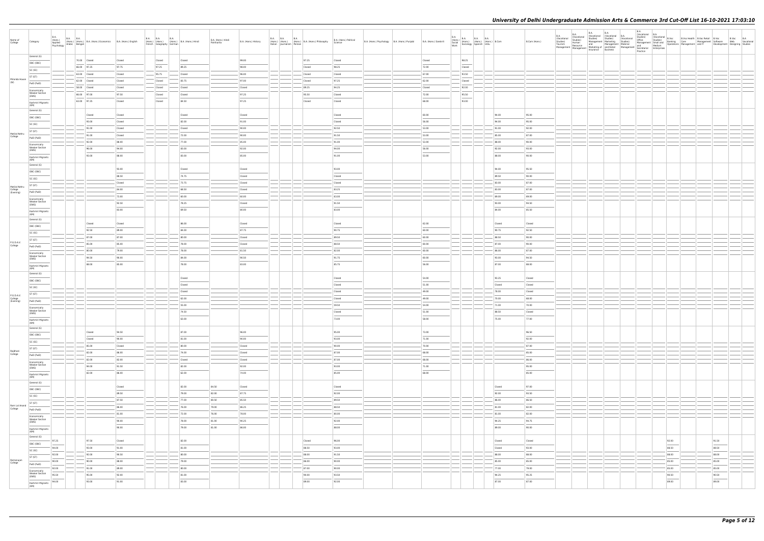# University of Delhi Undergraduate Admission Arts & Commerce 3rd Cut-Off List 16-10-2021 17:03:10

| Name of College | Category | B.A. (Hons.) Applied Psychology | B.A. (Hons.) Arabic | B.A. (Hons.) Bengali | B.A. (Hons.) Economics | B.A. (Hons.) English | B.A. (Hons.) French | B.A. (Hons.) Geography | B.A. (Hons.) German | B.A. (Hons.) Hindi | B.A. (Hons.) Hindi Patrikarita | B.A. (Hons.) History | B.A. (Hons.) Italian | B.A. (Hons.) Journalism | B.A. (Hons.) Persian | B.A. (Hons.) Philosophy | B.A. (Hons.) Political Science | B.A. (Hons.) Psychology | B.A. (Hons.) Punjabi | B.A. (Hons.) Sanskrit | B.A. (Hons.) Social Work | B.A. (Hons.) Sociology | B.A. (Hons.) Spanish | B.A. (Hons.) Urdu | B.Com | B.Com (Hons.) | B.A. (Vocational Studies) Tourism Management | B.A. (Vocational Studies) Human Resource Management | B.A. (Vocational Studies) Management Marketing and Marketing of Insurance | B.A. (Vocational Studies) Marketing Management and Retail Business | B.A. (Vocational Studies) Material Management | B.A. (Vocational Studies) Office Management and Secretarial Practice | B.A. (Vocational Studies) Small and Medium Enterprises | B.Voc Banking Operations | B.Voc Health Care Management | B.Voc Retail Management and IT | B.Voc Software Development | B.Voc Web Designing | B.A. Vocational Studies |
|---|---|---|---|---|---|---|---|---|---|---|---|---|---|---|---|---|---|---|---|---|---|---|---|---|---|---|---|---|---|---|---|---|---|---|---|---|---|---|---|
| Miranda House (W) | General (G) | | | 70.00 | Closed | Closed | | Closed | | Closed | | 99.00 | | | | 97.25 | Closed | | | Closed | | 98.25 | | | | | | | | | | | | | | | | | |
| | OBC (OBC) | | | 66.00 | 97.25 | 97.75 | | 97.25 | | 89.25 | | 98.00 | | | | Closed | 98.25 | | | 72.00 | | Closed | | | | | | | | | | | | | | | | | |
| | SC (SC) | | | 63.00 | Closed | Closed | | 95.75 | | Closed | | 96.00 | | | | Closed | Closed | | | 67.00 | | 93.50 | | | | | | | | | | | | | | | | | |
| | ST (ST) | | | 62.00 | Closed | Closed | | Closed | | 83.75 | | 97.00 | | | | Closed | 97.25 | | | 62.00 | | Closed | | | | | | | | | | | | | | | | | |
| | PwD (PwD) | | | 58.00 | Closed | Closed | | Closed | | Closed | | Closed | | | | 89.25 | 94.25 | | | Closed | | 92.00 | | | | | | | | | | | | | | | | | |
| | Economically Weaker Section (EWS) | | | 66.00 | 97.00 | 97.50 | | Closed | | Closed | | 97.25 | | | | 95.50 | Closed | | | 72.00 | | 95.50 | | | | | | | | | | | | | | | | | |
| | Kashmiri Migrants (KM) | | | 63.00 | 97.25 | Closed | | Closed | | 84.50 | | 97.25 | | | | Closed | Closed | | | 68.00 | | 93.00 | | | | | | | | | | | | | | | | | |
| Motilal Nehru College | General (G) | | | | Closed | Closed | | | | Closed | | Closed | | | | | Closed | | | 60.00 | | | | | 94.00 | 95.00 | | | | | | | | | | | | | |
| | OBC (OBC) | | | | 93.00 | Closed | | | | 82.00 | | 91.00 | | | | | Closed | | | 56.00 | | | | | 94.00 | 95.00 | | | | | | | | | | | | | |
| | SC (SC) | | | | 91.00 | Closed | | | | Closed | | 90.00 | | | | | 92.50 | | | 53.00 | | | | | 91.00 | 92.00 | | | | | | | | | | | | | |
| | ST (ST) | | | | 91.00 | Closed | | | | 72.00 | | 90.00 | | | | | 91.50 | | | 53.00 | | | | | 85.00 | 87.00 | | | | | | | | | | | | | |
| | PwD (PwD) | | | | 92.00 | 88.00 | | | | 77.00 | | 85.00 | | | | | 91.00 | | | 53.00 | | | | | 88.00 | 90.00 | | | | | | | | | | | | | |
| | Economically Weaker Section (EWS) | | | | 96.00 | 94.00 | | | | 83.00 | | 92.00 | | | | | 94.00 | | | 56.00 | | | | | 92.00 | 93.00 | | | | | | | | | | | | | |
| | Kashmiri Migrants (KM) | | | | 93.00 | 88.00 | | | | 83.00 | | 85.00 | | | | | 91.00 | | | 53.00 | | | | | 88.00 | 90.00 | | | | | | | | | | | | | |
| Motilal Nehru College (Evening) | General (G) | | | | | 93.00 | | | | Closed | | Closed | | | | | 93.00 | | | | | | | | 94.00 | 95.50 | | | | | | | | | | | | | |
| | OBC (OBC) | | | | | 88.50 | | | | 74.75 | | Closed | | | | | Closed | | | | | | | | 89.50 | 90.00 | | | | | | | | | | | | | |
| | SC (SC) | | | | | Closed | | | | 73.75 | | Closed | | | | | Closed | | | | | | | | 83.00 | 87.00 | | | | | | | | | | | | | |
| | ST (ST) | | | | | 84.00 | | | | 68.50 | | Closed | | | | | 83.25 | | | | | | | | 83.00 | 87.00 | | | | | | | | | | | | | |
| | PwD (PwD) | | | | | 73.00 | | | | 60.00 | | 60.00 | | | | | 63.00 | | | | | | | | 69.00 | 69.00 | | | | | | | | | | | | | |
| | Economically Weaker Section (EWS) | | | | | 92.50 | | | | 78.25 | | Closed | | | | | 91.50 | | | | | | | | 93.00 | 94.50 | | | | | | | | | | | | | |
| | Kashmiri Migrants (KM) | | | | | 83.00 | | | | 69.50 | | 80.00 | | | | | 83.00 | | | | | | | | 84.00 | 85.50 | | | | | | | | | | | | | |
| P.G.D.A.V. College | General (G) | | | | Closed | Closed | | | | 86.00 | | Closed | | | | | Closed | | | 62.00 | | | | | Closed | Closed | | | | | | | | | | | | | |
| | OBC (OBC) | | | | 92.50 | 89.00 | | | | 84.00 | | 87.75 | | | | | 90.75 | | | 60.00 | | | | | 90.75 | 92.50 | | | | | | | | | | | | | |
| | SC (SC) | | | | 87.00 | 87.00 | | | | 80.00 | | Closed | | | | | 89.50 | | | 60.00 | | | | | 88.50 | 90.00 | | | | | | | | | | | | | |
| | ST (ST) | | | | 85.00 | 85.00 | | | | 78.00 | | Closed | | | | | 88.50 | | | 60.00 | | | | | 87.00 | 90.00 | | | | | | | | | | | | | |
| | PwD (PwD) | | | | 80.00 | 79.00 | | | | 78.00 | | 81.50 | | | | | 82.00 | | | 60.00 | | | | | 86.00 | 87.00 | | | | | | | | | | | | | |
| | Economically Weaker Section (EWS) | | | | 94.50 | 90.00 | | | | 84.00 | | 90.50 | | | | | 91.75 | | | 60.00 | | | | | 93.00 | 94.50 | | | | | | | | | | | | | |
| | Kashmiri Migrants (KM) | | | | 88.00 | 85.00 | | | | 78.00 | | 83.00 | | | | | 85.75 | | | 56.00 | | | | | 87.00 | 88.00 | | | | | | | | | | | | | |
| P.G.D.A.V. College (Evening) | General (G) | | | | | | | | | Closed | | | | | | | Closed | | | 54.00 | | | | | 93.25 | Closed | | | | | | | | | | | | | |
| | OBC (OBC) | | | | | | | | | Closed | | | | | | | Closed | | | 51.00 | | | | | Closed | Closed | | | | | | | | | | | | | |
| | SC (SC) | | | | | | | | | Closed | | | | | | | Closed | | | 49.00 | | | | | 78.00 | Closed | | | | | | | | | | | | | |
| | ST (ST) | | | | | | | | | 62.00 | | | | | | | Closed | | | 49.00 | | | | | 70.00 | 68.00 | | | | | | | | | | | | | |
| | PwD (PwD) | | | | | | | | | 55.00 | | | | | | | 59.50 | | | 54.00 | | | | | 71.00 | 70.00 | | | | | | | | | | | | | |
| | Economically Weaker Section (EWS) | | | | | | | | | 74.50 | | | | | | | Closed | | | 51.00 | | | | | 88.50 | Closed | | | | | | | | | | | | | |
| | Kashmiri Migrants (KM) | | | | | | | | | 63.00 | | | | | | | 73.00 | | | 58.00 | | | | | 75.00 | 77.00 | | | | | | | | | | | | | |
| Rajdhani College | General (G) | | | | Closed | 94.50 | | | | 87.00 | | 96.00 | | | | | 95.00 | | | 73.00 | | | | | | 96.50 | | | | | | | | | | | | | |
| | OBC (OBC) | | | | Closed | 90.00 | | | | 81.00 | | 90.00 | | | | | 93.00 | | | 71.00 | | | | | | 92.00 | | | | | | | | | | | | | |
| | SC (SC) | | | | 85.00 | Closed | | | | 80.00 | | Closed | | | | | 90.00 | | | 70.00 | | | | | | 87.00 | | | | | | | | | | | | | |
| | ST (ST) | | | | 82.00 | 86.00 | | | | 74.00 | | Closed | | | | | 87.00 | | | 68.00 | | | | | | 85.00 | | | | | | | | | | | | | |
| | PwD (PwD) | | | | 82.00 | 92.00 | | | | Closed | | Closed | | | | | 87.00 | | | 68.00 | | | | | | 86.00 | | | | | | | | | | | | | |
| | Economically Weaker Section (EWS) | | | | 94.00 | 91.50 | | | | 82.00 | | 92.00 | | | | | 93.00 | | | 71.00 | | | | | | 95.00 | | | | | | | | | | | | | |
| | Kashmiri Migrants (KM) | | | | 82.00 | 86.00 | | | | 62.00 | | 74.00 | | | | | 85.00 | | | 68.00 | | | | | | 85.00 | | | | | | | | | | | | | |
| Ram Lal Anand College | General (G) | | | | | Closed | | | | 82.00 | 84.50 | Closed | | | | | Closed | | | | | | | | Closed | 97.00 | | | | | | | | | | | | | |
| | OBC (OBC) | | | | | 89.50 | | | | 79.00 | 82.00 | 87.75 | | | | | 92.00 | | | | | | | | 92.00 | 93.50 | | | | | | | | | | | | | |
| | SC (SC) | | | | | 87.50 | | | | 77.00 | 80.50 | 85.50 | | | | | 89.50 | | | | | | | | 86.00 | 86.50 | | | | | | | | | | | | | |
| | ST (ST) | | | | | 86.00 | | | | 76.00 | 79.00 | 86.25 | | | | | 88.50 | | | | | | | | 81.00 | 82.00 | | | | | | | | | | | | | |
| | PwD (PwD) | | | | | 81.00 | | | | 72.00 | 76.00 | 78.00 | | | | | 80.00 | | | | | | | | 81.00 | 82.00 | | | | | | | | | | | | | |
| | Economically Weaker Section (EWS) | | | | | 90.00 | | | | 78.00 | 81.00 | 90.25 | | | | | 92.00 | | | | | | | | 94.25 | 94.75 | | | | | | | | | | | | | |
| | Kashmiri Migrants (KM) | | | | | 90.00 | | | | 79.00 | 81.00 | 86.00 | | | | | 89.00 | | | | | | | | 89.00 | 90.00 | | | | | | | | | | | | | |
| Ramanujan College | General (G) | 97.25 | | | 97.50 | Closed | | | | 82.00 | | | | | | Closed | 96.00 | | | | | | | | Closed | Closed | | | | | | | | 92.00 | | | 91.50 | | |
| | OBC (OBC) | 94.00 | | | 93.00 | 91.00 | | | | 81.00 | | | | | | 88.50 | 93.00 | | | | | | | | Closed | 93.00 | | | | | | | | 88.50 | | | 88.50 | | |
| | SC (SC) | 92.00 | | | 92.00 | 90.50 | | | | 80.00 | | | | | | 88.00 | 91.50 | | | | | | | | 88.00 | 88.00 | | | | | | | | 88.00 | | | 88.00 | | |
| | ST (ST) | 90.00 | | | 90.00 | 88.00 | | | | 79.00 | | | | | | 86.00 | 90.00 | | | | | | | | 85.00 | 85.00 | | | | | | | | 85.00 | | | 85.00 | | |
| | PwD (PwD) | 92.00 | | | 91.00 | 89.00 | | | | 80.00 | | | | | | 87.00 | 90.00 | | | | | | | | 77.00 | 78.00 | | | | | | | | 85.00 | | | 85.00 | | |
| | Economically Weaker Section (EWS) | 95.50 | | | 95.00 | 92.00 | | | | 81.00 | | | | | | 90.00 | 93.50 | | | | | | | | 94.25 | 95.25 | | | | | | | | 90.50 | | | 90.50 | | |
| | Kashmiri Migrants (KM) | 94.00 | | | 93.00 | 91.00 | | | | 83.00 | | | | | | 89.00 | 92.00 | | | | | | | | 87.00 | 87.00 | | | | | | | | 89.00 | | | 89.00 | | |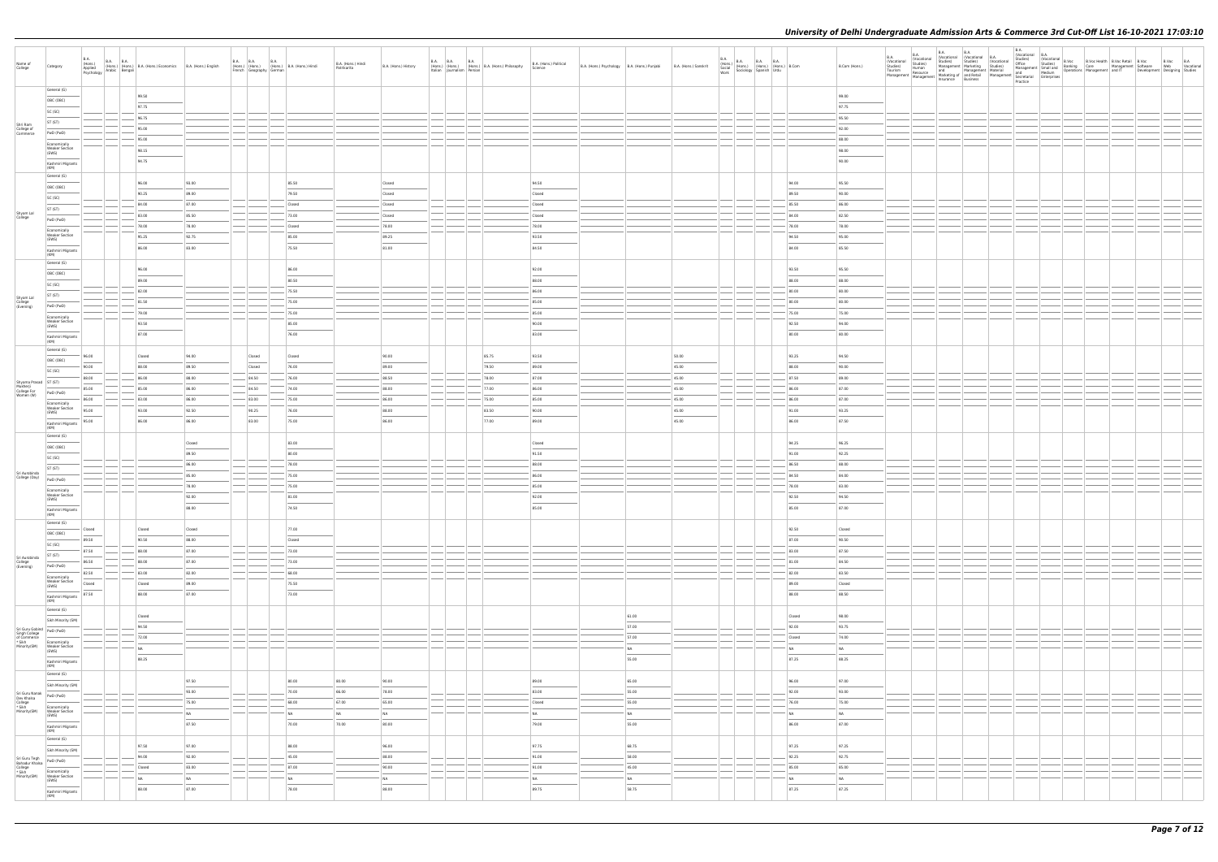# University of Delhi Undergraduate Admission Arts & Commerce 3rd Cut-Off List 16-10-2021 17:03:10

| Name of College | Category | B.A. (Hons.) Applied Psychology | B.A. (Hons.) Arabic | B.A. (Hons.) Bengali | B.A. (Hons.) Economics | B.A. (Hons.) English | B.A. (Hons.) French | B.A. (Hons.) Geography | B.A. (Hons.) German | B.A. (Hons.) Hindi | B.A. (Hons.) Hindi Patrikarita | B.A. (Hons.) History | B.A. (Hons.) Italian | B.A. (Hons.) Journalism | B.A. (Hons.) Persian | B.A. (Hons.) Philosophy | B.A. (Hons.) Political Science | B.A. (Hons.) Psychology | B.A. (Hons.) Punjabi | B.A. (Hons.) Sanskrit | B.A. (Hons.) Social Work | B.A. (Hons.) Sociology | B.A. (Hons.) Spanish | B.A. (Hons.) Urdu | B.Com | B.Com (Hons.) | B.A. (Vocational Studies) Tourism Management | B.A. (Vocational Studies) Human Resource Management | B.A. (Vocational Studies) Management and Marketing of Insurance | B.A. (Vocational Studies) Marketing Management and Retail Business | B.A. (Vocational Studies) Material Management | B.A. (Vocational Studies) Office Management and Secretarial Practice | B.A. (Vocational Studies) Small and Medium Enterprises | B.Voc Banking Operations | B.Voc Health Care Management | B.Voc Retail Management and IT | B.Voc Software Development | B.Voc Web Designing | B.A. Vocational Studies |
|---|---|---|---|---|---|---|---|---|---|---|---|---|---|---|---|---|---|---|---|---|---|---|---|---|---|---|---|---|---|---|---|---|---|---|---|---|---|---|---|
| Shri Ram College of Commerce | General (G) | | | | 99.50 | | | | | | | | | | | | | | | | | | | | | 99.00 | | | | | | | | | | | | | |
| | OBC (OBC) | | | | 97.75 | | | | | | | | | | | | | | | | | | | | | 97.75 | | | | | | | | | | | | | |
| | SC (SC) | | | | 96.75 | | | | | | | | | | | | | | | | | | | | | 95.50 | | | | | | | | | | | | | |
| | ST (ST) | | | | 95.00 | | | | | | | | | | | | | | | | | | | | | 92.00 | | | | | | | | | | | | | |
| | PwD (PwD) | | | | 95.00 | | | | | | | | | | | | | | | | | | | | | 88.00 | | | | | | | | | | | | | |
| | Economically Weaker Section (EWS) | | | | 98.15 | | | | | | | | | | | | | | | | | | | | | 98.00 | | | | | | | | | | | | | |
| | Kashmiri Migrants (KM) | | | | 94.75 | | | | | | | | | | | | | | | | | | | | | 90.00 | | | | | | | | | | | | | |
| Shyam Lal College | General (G) | | | | 96.00 | 93.00 | | | | 85.50 | | Closed | | | | | 94.50 | | | | | | | | 94.00 | 95.50 | | | | | | | | | | | | | |
| | OBC (OBC) | | | | 90.25 | 89.00 | | | | 79.50 | | Closed | | | | | Closed | | | | | | | | 89.50 | 90.00 | | | | | | | | | | | | | |
| | SC (SC) | | | | 84.00 | 87.00 | | | | Closed | | Closed | | | | | Closed | | | | | | | | 85.50 | 86.00 | | | | | | | | | | | | | |
| | ST (ST) | | | | 83.00 | 85.50 | | | | 73.00 | | Closed | | | | | Closed | | | | | | | | 84.00 | 82.50 | | | | | | | | | | | | | |
| | PwD (PwD) | | | | 78.00 | 78.00 | | | | Closed | | 78.00 | | | | | 79.00 | | | | | | | | 78.00 | 78.00 | | | | | | | | | | | | | |
| | Economically Weaker Section (EWS) | | | | 95.25 | 92.75 | | | | 85.00 | | 89.25 | | | | | 93.50 | | | | | | | | 94.50 | 95.00 | | | | | | | | | | | | | |
| | Kashmiri Migrants (KM) | | | | 86.00 | 83.00 | | | | 75.50 | | 81.00 | | | | | 84.50 | | | | | | | | 84.00 | 85.50 | | | | | | | | | | | | | |
| Shyam Lal College (Evening) | General (G) | | | | 96.00 | | | | | 86.00 | | | | | | | 92.00 | | | | | | | | 93.50 | 95.50 | | | | | | | | | | | | | |
| | OBC (OBC) | | | | 89.00 | | | | | 80.50 | | | | | | | 88.00 | | | | | | | | 88.00 | 88.00 | | | | | | | | | | | | | |
| | SC (SC) | | | | 82.00 | | | | | 75.50 | | | | | | | 86.00 | | | | | | | | 80.00 | 80.00 | | | | | | | | | | | | | |
| | ST (ST) | | | | 81.50 | | | | | 75.00 | | | | | | | 85.00 | | | | | | | | 80.00 | 80.00 | | | | | | | | | | | | | |
| | PwD (PwD) | | | | 79.00 | | | | | 75.00 | | | | | | | 85.00 | | | | | | | | 75.00 | 75.00 | | | | | | | | | | | | | |
| | Economically Weaker Section (EWS) | | | | 93.50 | | | | | 85.00 | | | | | | | 90.00 | | | | | | | | 92.50 | 94.00 | | | | | | | | | | | | | |
| | Kashmiri Migrants (KM) | | | | 87.00 | | | | | 76.00 | | | | | | | 83.00 | | | | | | | | 80.00 | 80.00 | | | | | | | | | | | | | |
| Shyama Prasad Mukherji College For Women (W) | General (G) | 96.00 | | | Closed | 94.00 | | Closed | | Closed | | 90.00 | | | | 85.75 | 93.50 | | | 50.00 | | | | | 93.25 | 94.50 | | | | | | | | | | | | | |
| | OBC (OBC) | 90.00 | | | 88.00 | 89.50 | | Closed | | 76.00 | | 89.00 | | | | 79.50 | 89.00 | | | 45.00 | | | | | 88.00 | 90.00 | | | | | | | | | | | | | |
| | SC (SC) | 89.00 | | | 86.00 | 88.00 | | 84.50 | | 76.00 | | 88.50 | | | | 78.00 | 87.00 | | | 45.00 | | | | | 87.50 | 89.00 | | | | | | | | | | | | | |
| | ST (ST) | 85.00 | | | 85.00 | 86.00 | | 84.50 | | 74.00 | | 88.00 | | | | 77.00 | 86.00 | | | 45.00 | | | | | 86.00 | 87.00 | | | | | | | | | | | | | |
| | PwD (PwD) | 86.00 | | | 83.00 | 86.00 | | 83.00 | | 75.00 | | 86.00 | | | | 75.00 | 85.00 | | | 45.00 | | | | | 86.00 | 87.00 | | | | | | | | | | | | | |
| | Economically Weaker Section (EWS) | 95.00 | | | 93.00 | 92.50 | | 90.25 | | 76.00 | | 88.00 | | | | 83.50 | 90.00 | | | 45.00 | | | | | 91.00 | 93.25 | | | | | | | | | | | | | |
| | Kashmiri Migrants (KM) | 95.00 | | | 86.00 | 86.00 | | 83.00 | | 75.00 | | 86.00 | | | | 77.00 | 89.00 | | | 45.00 | | | | | 86.00 | 87.50 | | | | | | | | | | | | | |
| Sri Aurobindo College (Day) | General (G) | | | | | Closed | | | | 83.00 | | | | | | | Closed | | | | | | | | 94.25 | 96.25 | | | | | | | | | | | | | |
| | OBC (OBC) | | | | | 89.50 | | | | 80.00 | | | | | | | 91.50 | | | | | | | | 91.00 | 92.25 | | | | | | | | | | | | | |
| | SC (SC) | | | | | 86.00 | | | | 78.00 | | | | | | | 88.00 | | | | | | | | 86.50 | 88.00 | | | | | | | | | | | | | |
| | ST (ST) | | | | | 85.00 | | | | 75.00 | | | | | | | 86.00 | | | | | | | | 84.50 | 84.00 | | | | | | | | | | | | | |
| | PwD (PwD) | | | | | 78.00 | | | | 75.00 | | | | | | | 85.00 | | | | | | | | 78.00 | 83.00 | | | | | | | | | | | | | |
| | Economically Weaker Section (EWS) | | | | | 92.00 | | | | 81.00 | | | | | | | 92.00 | | | | | | | | 92.50 | 94.50 | | | | | | | | | | | | | |
| | Kashmiri Migrants (KM) | | | | | 88.00 | | | | 74.50 | | | | | | | 85.00 | | | | | | | | 85.00 | 87.00 | | | | | | | | | | | | | |
| Sri Aurobindo College (Evening) | General (G) | Closed | | | Closed | Closed | | | | 77.00 | | | | | | | | | | | | | | | 92.50 | Closed | | | | | | | | | | | | | |
| | OBC (OBC) | 89.50 | | | 90.50 | 88.00 | | | | Closed | | | | | | | | | | | | | | | 87.00 | 90.50 | | | | | | | | | | | | | |
| | SC (SC) | 87.50 | | | 88.00 | 87.00 | | | | 73.00 | | | | | | | | | | | | | | | 83.00 | 87.50 | | | | | | | | | | | | | |
| | ST (ST) | 86.50 | | | 88.00 | 87.00 | | | | 73.00 | | | | | | | | | | | | | | | 81.00 | 84.50 | | | | | | | | | | | | | |
| | PwD (PwD) | 82.50 | | | 83.00 | 82.00 | | | | 68.00 | | | | | | | | | | | | | | | 82.00 | 83.50 | | | | | | | | | | | | | |
| | Economically Weaker Section (EWS) | Closed | | | Closed | 89.00 | | | | 75.50 | | | | | | | | | | | | | | | 89.00 | Closed | | | | | | | | | | | | | |
| | Kashmiri Migrants (KM) | 87.50 | | | 88.00 | 87.00 | | | | 73.00 | | | | | | | | | | | | | | | 88.00 | 88.50 | | | | | | | | | | | | | |
| Sri Guru Gobind Singh College of Commerce * Sikh Minority(SM) | General (G) | | | | Closed | | | | | | | | | | | | | | 61.00 | | | | | | Closed | 98.00 | | | | | | | | | | | | | |
| | Sikh Minority (SM) | | | | 94.50 | | | | | | | | | | | | | | 57.00 | | | | | | 92.00 | 93.75 | | | | | | | | | | | | | |
| | PwD (PwD) | | | | 72.00 | | | | | | | | | | | | | | 57.00 | | | | | | Closed | 74.00 | | | | | | | | | | | | | |
| | Economically Weaker Section (EWS) | | | | NA | | | | | | | | | | | | | | NA | | | | | | NA | NA | | | | | | | | | | | | | |
| | Kashmiri Migrants (KM) | | | | 88.25 | | | | | | | | | | | | | | 55.00 | | | | | | 87.25 | 88.25 | | | | | | | | | | | | | |
| Sri Guru Nanak Dev Khalsa College * Sikh Minority(SM) | General (G) | | | | | 97.50 | | | | 80.00 | 80.00 | 90.00 | | | | | 89.00 | | 65.00 | | | | | | 96.00 | 97.00 | | | | | | | | | | | | | |
| | Sikh Minority (SM) | | | | | 93.00 | | | | 70.00 | 66.00 | 78.00 | | | | | 83.00 | | 55.00 | | | | | | 92.00 | 93.00 | | | | | | | | | | | | | |
| | PwD (PwD) | | | | | 75.00 | | | | 68.00 | 67.00 | 65.00 | | | | | Closed | | 55.00 | | | | | | 76.00 | 75.00 | | | | | | | | | | | | | |
| | Economically Weaker Section (EWS) | | | | | NA | | | | NA | NA | NA | | | | | NA | | NA | | | | | | NA | NA | | | | | | | | | | | | | |
| | Kashmiri Migrants (KM) | | | | | 87.50 | | | | 70.00 | 70.00 | 80.00 | | | | | 79.00 | | 55.00 | | | | | | 86.00 | 87.00 | | | | | | | | | | | | | |
| Sri Guru Tegh Bahadur Khalsa College * Sikh Minority(SM) | General (G) | | | | 97.50 | 97.00 | | | | 88.00 | | 96.00 | | | | | 97.75 | | 60.75 | | | | | | 97.25 | 97.25 | | | | | | | | | | | | | |
| | Sikh Minority (SM) | | | | 94.00 | 92.00 | | | | 45.00 | | 88.00 | | | | | 91.00 | | 50.00 | | | | | | 92.25 | 92.75 | | | | | | | | | | | | | |
| | PwD (PwD) | | | | Closed | 93.00 | | | | 87.00 | | 90.00 | | | | | 91.00 | | 45.00 | | | | | | 85.00 | 85.00 | | | | | | | | | | | | | |
| | Economically Weaker Section (EWS) | | | | NA | NA | | | | NA | | NA | | | | | NA | | NA | | | | | | NA | NA | | | | | | | | | | | | | |
| | Kashmiri Migrants (KM) | | | | 88.00 | 87.00 | | | | 78.00 | | 88.00 | | | | | 89.75 | | 50.75 | | | | | | 87.25 | 87.25 | | | | | | | | | | | | | |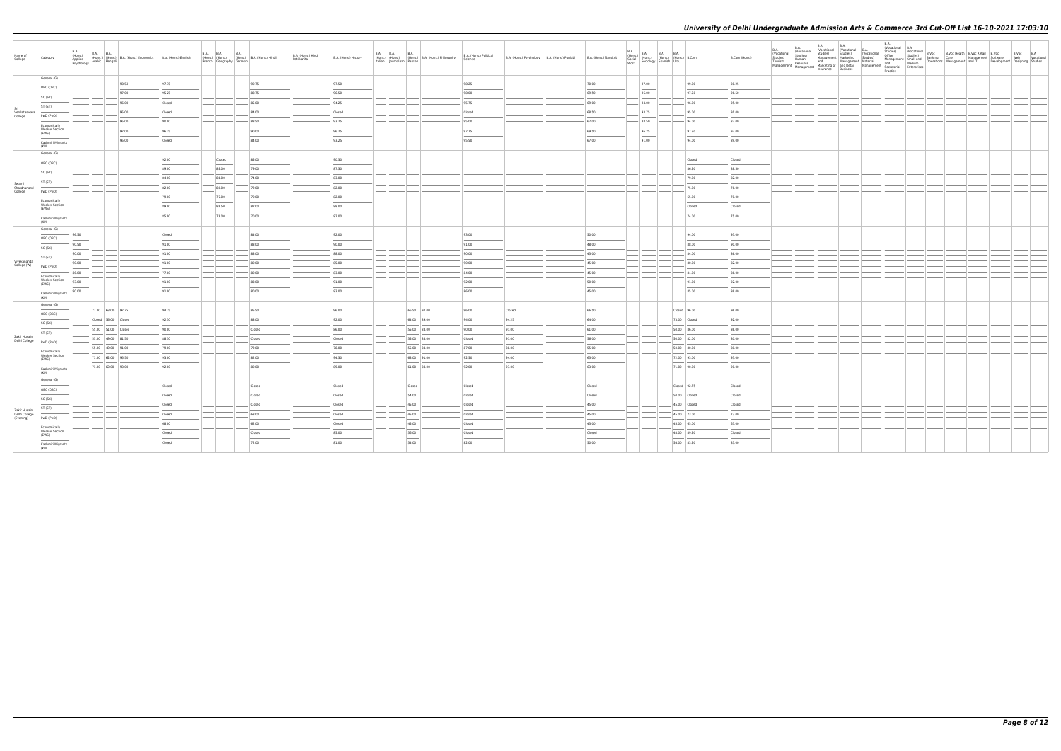# University of Delhi Undergraduate Admission Arts & Commerce 3rd Cut-Off List 16-10-2021 17:03:10

| Name of College | Category | B.A. (Hons.) Applied Psychology | B.A. (Hons.) Arabic | B.A. (Hons.) Bengali | B.A. (Hons.) Economics | B.A. (Hons.) English | B.A. (Hons.) French | B.A. (Hons.) Geography | B.A. (Hons.) German | B.A. (Hons.) Hindi | B.A. (Hons.) Hindi Patrikarita | B.A. (Hons.) History | B.A. (Hons.) Italian | B.A. (Hons.) Journalism | B.A. (Hons.) Persian | B.A. (Hons.) Philosophy | B.A. (Hons.) Political Science | B.A. (Hons.) Psychology | B.A. (Hons.) Punjabi | B.A. (Hons.) Sanskrit | B.A. (Hons.) Social Work | B.A. (Hons.) Sociology | B.A. (Hons.) Spanish | B.A. (Hons.) Urdu | B.Com | B.Com (Hons.) | B.A. (Vocational Studies) Tourism Management | B.A. (Vocational Studies) Human Resource Management | B.A. (Vocational Studies) Management and Marketing of Insurance | B.A. (Vocational Studies) Marketing Management and Retail Business | B.A. (Vocational Studies) Material Management | B.A. (Vocational Studies) Office Management and Secretarial Practice | B.A. (Vocational Studies) Small and Medium Enterprises | B.Voc Banking Operations | B.Voc Health Care | B.Voc Retail Management and IT | B.Voc Software Development | B.Voc Web Designing | B.A. Vocational Studies |
|---|---|---|---|---|---|---|---|---|---|---|---|---|---|---|---|---|---|---|---|---|---|---|---|---|---|---|---|---|---|---|---|---|---|---|---|---|---|---|---|
| Sri Venkateswara College | General (G) | | | | 98.50 | 97.75 | | | | 90.75 | | 97.50 | | | | | 98.25 | | | 70.00 | | 97.00 | | | 99.00 | 98.25 | | | | | | | | | | | | | |
| | OBC (OBC) | | | | 97.00 | 95.25 | | | | 88.75 | | 96.50 | | | | | 96.00 | | | 69.50 | | 96.00 | | | 97.50 | 96.50 | | | | | | | | | | | | | |
| | SC (SC) | | | | 96.00 | Closed | | | | 85.00 | | 94.25 | | | | | 95.75 | | | 69.00 | | 94.00 | | | 96.00 | 95.00 | | | | | | | | | | | | | |
| | ST (ST) | | | | 95.00 | Closed | | | | 84.00 | | Closed | | | | | Closed | | | 68.50 | | 93.75 | | | 95.00 | 91.00 | | | | | | | | | | | | | |
| | PwD (PwD) | | | | 95.00 | 90.00 | | | | 83.50 | | 93.25 | | | | | 95.00 | | | 67.00 | | 88.50 | | | 94.00 | 87.00 | | | | | | | | | | | | | |
| | Economically Weaker Section (EWS) | | | | 97.00 | 96.25 | | | | 90.00 | | 96.25 | | | | | 97.75 | | | 69.50 | | 96.25 | | | 97.50 | 97.00 | | | | | | | | | | | | | |
| | Kashmiri Migrants (KM) | | | | 95.00 | Closed | | | | 84.00 | | 93.25 | | | | | 95.50 | | | 67.00 | | 91.00 | | | 94.00 | 89.00 | | | | | | | | | | | | | |
| Swami Shardhanand College | General (G) | | | | | 92.00 | | Closed | | 85.00 | | 90.50 | | | | | | | | | | | | | Closed | Closed | | | | | | | | | | | | | |
| | OBC (OBC) | | | | | 89.00 | | 86.00 | | 79.00 | | 87.50 | | | | | | | | | | | | | 86.50 | 88.50 | | | | | | | | | | | | | |
| | SC (SC) | | | | | 84.00 | | 83.00 | | 74.00 | | 83.00 | | | | | | | | | | | | | 79.00 | 82.00 | | | | | | | | | | | | | |
| | ST (ST) | | | | | 82.00 | | 80.00 | | 72.00 | | 82.00 | | | | | | | | | | | | | 75.00 | 76.00 | | | | | | | | | | | | | |
| | PwD (PwD) | | | | | 79.00 | | 76.00 | | 70.00 | | 82.00 | | | | | | | | | | | | | 65.00 | 70.00 | | | | | | | | | | | | | |
| | Economically Weaker Section (EWS) | | | | | 89.00 | | 88.50 | | 82.00 | | 88.00 | | | | | | | | | | | | | Closed | Closed | | | | | | | | | | | | | |
| | Kashmiri Migrants (KM) | | | | | 85.00 | | 78.00 | | 70.00 | | 82.00 | | | | | | | | | | | | | 74.00 | 75.00 | | | | | | | | | | | | | |
| Vivekananda College (W) | General (G) | 96.50 | | | | Closed | | | | 84.00 | | 92.00 | | | | | 93.00 | | | 50.00 | | | | | 94.00 | 95.00 | | | | | | | | | | | | | |
| | OBC (OBC) | 90.50 | | | | 91.00 | | | | 83.00 | | 90.00 | | | | | 91.00 | | | 48.00 | | | | | 88.00 | 90.00 | | | | | | | | | | | | | |
| | SC (SC) | 90.00 | | | | 91.00 | | | | 83.00 | | 88.00 | | | | | 90.00 | | | 45.00 | | | | | 84.00 | 86.00 | | | | | | | | | | | | | |
| | ST (ST) | 90.00 | | | | 91.00 | | | | 80.00 | | 85.00 | | | | | 90.00 | | | 45.00 | | | | | 80.00 | 82.00 | | | | | | | | | | | | | |
| | PwD (PwD) | 86.00 | | | | 77.00 | | | | 80.00 | | 83.00 | | | | | 84.00 | | | 45.00 | | | | | 84.00 | 86.00 | | | | | | | | | | | | | |
| | Economically Weaker Section (EWS) | 93.00 | | | | 91.00 | | | | 83.00 | | 91.00 | | | | | 92.00 | | | 50.00 | | | | | 91.00 | 92.00 | | | | | | | | | | | | | |
| | Kashmiri Migrants (KM) | 90.00 | | | | 91.00 | | | | 80.00 | | 83.00 | | | | | 86.00 | | | 45.00 | | | | | 85.00 | 86.00 | | | | | | | | | | | | | |
| Zakir Husain Delhi College | General (G) | | 77.00 | 63.00 | 97.75 | 94.75 | | | | 85.50 | | 96.00 | | | 66.50 | 92.00 | 96.00 | Closed | | 66.50 | | | | Closed | 96.00 | 96.00 | | | | | | | | | | | | | |
| | OBC (OBC) | | Closed | 56.00 | Closed | 92.50 | | | | 83.00 | | 92.00 | | | 64.00 | 89.00 | 94.00 | 94.25 | | 64.00 | | | | 73.00 | Closed | 92.00 | | | | | | | | | | | | | |
| | SC (SC) | | 55.00 | 51.00 | Closed | 90.00 | | | | Closed | | 86.00 | | | 55.00 | 84.00 | 90.00 | 93.00 | | 61.00 | | | | 50.00 | 86.00 | 86.00 | | | | | | | | | | | | | |
| | ST (ST) | | 55.00 | 49.00 | 81.50 | 88.50 | | | | Closed | | Closed | | | 55.00 | 84.00 | Closed | 91.00 | | 56.00 | | | | 50.00 | 82.00 | 80.00 | | | | | | | | | | | | | |
| | PwD (PwD) | | 55.00 | 49.00 | 91.00 | 79.00 | | | | 72.00 | | 78.00 | | | 55.00 | 83.00 | 87.00 | 88.00 | | 55.00 | | | | 50.00 | 80.00 | 80.00 | | | | | | | | | | | | | |
| | Economically Weaker Section (EWS) | | 71.00 | 62.00 | 95.50 | 93.00 | | | | 82.00 | | 94.50 | | | 63.00 | 91.00 | 92.50 | 94.00 | | 65.00 | | | | 72.00 | 93.00 | 93.00 | | | | | | | | | | | | | |
| | Kashmiri Migrants (KM) | | 71.00 | 60.00 | 93.00 | 92.00 | | | | 80.00 | | 89.00 | | | 61.00 | 88.00 | 92.00 | 93.00 | | 63.00 | | | | 71.00 | 90.00 | 90.00 | | | | | | | | | | | | | |
| Zakir Husain Delhi College (Evening) | General (G) | | | | | Closed | | | | Closed | | Closed | | | Closed | | Closed | | | Closed | | | | Closed | 92.75 | Closed | | | | | | | | | | | | | |
| | OBC (OBC) | | | | | Closed | | | | Closed | | Closed | | | 54.00 | | Closed | | | Closed | | | | 50.00 | Closed | Closed | | | | | | | | | | | | | |
| | SC (SC) | | | | | Closed | | | | Closed | | Closed | | | 45.00 | | Closed | | | 45.00 | | | | 45.00 | Closed | Closed | | | | | | | | | | | | | |
| | ST (ST) | | | | | Closed | | | | 63.00 | | Closed | | | 45.00 | | Closed | | | 45.00 | | | | 45.00 | 73.00 | 73.00 | | | | | | | | | | | | | |
| | PwD (PwD) | | | | | 68.00 | | | | 62.00 | | Closed | | | 45.00 | | Closed | | | 45.00 | | | | 45.00 | 65.00 | 65.00 | | | | | | | | | | | | | |
| | Economically Weaker Section (EWS) | | | | | Closed | | | | Closed | | 85.00 | | | 56.00 | | Closed | | | Closed | | | | 48.00 | 89.50 | Closed | | | | | | | | | | | | | |
| | Kashmiri Migrants (KM) | | | | | Closed | | | | 72.00 | | 81.00 | | | 54.00 | | 82.00 | | | 50.00 | | | | 54.00 | 83.50 | 85.00 | | | | | | | | | | | | | |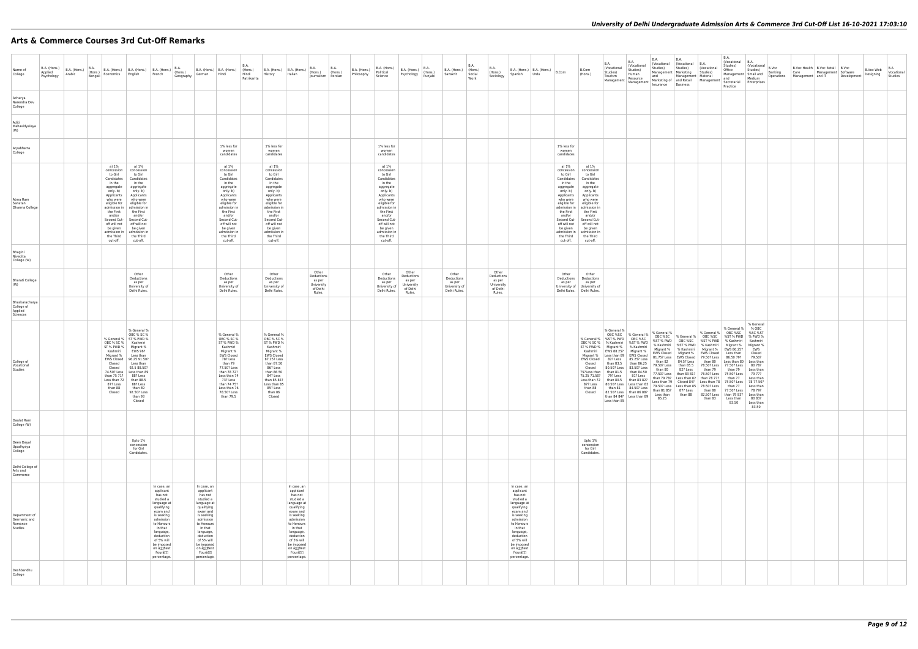# Arts & Commerce Courses 3rd Cut-Off Remarks

| Name of College | B.A. (Hons.) Applied Psychology | B.A. (Hons.) Arabic | B.A. (Hons.) Bengali | B.A. (Hons.) Economics | B.A. (Hons.) English | B.A. (Hons.) French | B.A. (Hons.) Geography | B.A. (Hons.) German | B.A. (Hons.) Hindi | B.A. (Hons.) Hindi Patrikarita | B.A. (Hons.) History | B.A. (Hons.) Italian | B.A. (Hons.) Journalism | B.A. (Hons.) Persian | B.A. (Hons.) Philosophy | B.A. (Hons.) Political Science | B.A. (Hons.) Psychology | B.A. (Hons.) Punjabi | B.A. (Hons.) Sanskrit | B.A. (Hons.) Social Work | B.A. (Hons.) Sociology | B.A. (Hons.) Spanish | B.A. (Hons.) Urdu | B.Com | B.Com (Hons.) | B.A. (Vocational Studies) Tourism Management | B.A. (Vocational Studies) Human Resource Management | B.A. (Vocational Studies) Management and Marketing of Insurance | B.A. (Vocational Studies) Marketing Management and Retail Business | B.A. (Vocational Studies) Material Management | B.A. (Vocational Studies) Office Management and Secretarial Practice | B.A. (Vocational Studies) Small and Medium Enterprises | B.Voc Banking Operations | B.Voc Health Care Management | B.Voc Retail Management and IT | B.Voc Software Development | B.Voc Web Designing | B.A Vocational Studies |
|---|---|---|---|---|---|---|---|---|---|---|---|---|---|---|---|---|---|---|---|---|---|---|---|---|---|---|---|---|---|---|---|---|---|---|---|---|---|---|
| Acharya Narendra Dev College | | | | | | | | | | | | | | | | | | | | | | | | | | | | | | | | | | | | | | |
| Aditi Mahavidyalaya (W) | | | | | | | | | | | | | | | | | | | | | | | | | | | | | | | | | | | | | | |
| Aryabhatta College | | | | | | | | | 1% less for women candidates | | 1% less for women candidates | | | | | 1% less for women candidates | | | | | | | | 1% less for women candidates | | | | | | | | | | | | | | |
| Atma Ram Sanatan Dharma College | | | | a) 1% concession to Girl Candidates in the aggregate only. b) Applicants who were eligible for admission in the First and/or Second Cut-off will not be given admission in the Third cut-off. | a) 1% concession to Girl Candidates in the aggregate only. b) Applicants who were eligible for admission in the First and/or Second Cut-off will not be given admission in the Third cut-off. | | | | a) 1% concession to Girl Candidates in the aggregate only. b) Applicants who were eligible for admission in the First and/or Second Cut-off will not be given admission in the Third cut-off. | | a) 1% concession to Girl Candidates in the aggregate only. b) Applicants who were eligible for admission in the First and/or Second Cut-off will not be given admission in the Third cut-off. | | | | | a) 1% concession to Girl Candidates in the aggregate only. b) Applicants who were eligible for admission in the First and/or Second Cut-off will not be given admission in the Third cut-off. | | | | | | | | a) 1% concession to Girl Candidates in the aggregate only. b) Applicants who were eligible for admission in the First and/or Second Cut-off will not be given admission in the Third cut-off. | a) 1% concession to Girl Candidates in the aggregate only. b) Applicants who were eligible for admission in the First and/or Second Cut-off will not be given admission in the Third cut-off. | | | | | | | | | | | | | |
| Bhagini Nivedita College (W) | | | | | | | | | | | | | | | | | | | | | | | | | | | | | | | | | | | | | | |
| Bharati College (W) | | | | | Other Deductions as per University of Delhi Rules. | | | | Other Deductions as per University of Delhi Rules. | | Other Deductions as per University of Delhi Rules. | | Other Deductions as per University of Delhi Rules. | | | Other Deductions as per University of Delhi Rules. | Other Deductions as per University of Delhi Rules. | | Other Deductions as per University of Delhi Rules. | | Other Deductions as per University of Delhi Rules. | | | Other Deductions as per University of Delhi Rules. | Other Deductions as per University of Delhi Rules. | | | | | | | | | | | | | |
| Bhaskaracharya College of Applied Sciences | | | | | | | | | | | | | | | | | | | | | | | | | | | | | | | | | | | | | | |
| College of Vocational Studies | | | | % General % OBC % SC % ST % PWD % Kashmiri Migrant % EWS Closed Closed Closed 74.50? Less than 75 71? Less than 72 87? Less than 88 Closed | % General % OBC % SC % ST % PWD % Kashmiri Migrant % EWS 96? Less than 96.25 91.50? Less than 92.5 88.50? Less than 89 88? Less than 88.5 88? Less than 89 92.50? Less than 93 Closed | | | | % General % OBC % SC % ST % PWD % Kashmiri Migrant % EWS Closed 78? Less than 79 77.50? Less than 78 72? Less than 74 73? Less than 74 75? Less than 76 78.50? Less than 79.5 | | % General % OBC % SC % ST % PWD % Kashmiri Migrant % EWS Closed 87.25? Less than 87.50 86? Less than 86.50 84? Less than 85 84? Less than 85 85? Less than 86 Closed | | | | | | | | | | | | | | % General % OBC % SC % ST % PWD % Kashmiri Migrant % EWS Closed Closed 75?Less than 75.25 71.50? Less than 72 87? Less than 88 Closed | % General % OBC %SC %ST % PWD % Kashmiri Migrant % EWS 88.25? Less than 89 82? Less than 83.5 80.50? Less than 81.5 79? Less than 80.5 80.50? Less than 81 82.50? Less than 84 84? Less than 85 | % General % OBC %SC %ST % PWD % Kashmiri Migrant % EWS Closed 85.25? Less than 86.25 83.50? Less than 84.50 81? Less than 83 82? Less than 83 84.50? Less than 86 88? Less than 89 | % General % OBC %SC %ST % PWD % Kashmiri Migrant % EWS Closed 81.75? Less than 82 79.50? Less than 80 77.50? Less than 79 78? Less than 79 79.50? Less than 81 85? 87? Less than 85.25 | % General % OBC %SC %ST % PWD % Kashmiri Migrant % EWS Closed 84.5? Less than 85.5 82? Less than 83 81? Less than 82 Closed 84? Less than 85 87? Less than 88 | % General % OBC %SC %ST % PWD % Kashmiri Migrant % EWS Closed 79.50? Less than 80 78.50? Less than 79 76.50? Less than 77 77? Less than 78 78.50? Less than 80 82.50? Less than 83 | % General % OBC %SC %ST % PWD % Kashmiri Migrant % EWS 86.25? Less than 86.50 79? Less than 80 77.50? Less than 79 75.50? Less than 77 77.50? Less than 77 83? Less than 83.50 | % General % OBC %SC %ST % PWD % Kashmiri Migrant % EWS Closed 79.50? Less than 80 78? Less than 78 77.50? Less than 79 78 79? Less than 80 83? Less than 83.50 | | | | | | |
| Daulat Ram College (W) | | | | | | | | | | | | | | | | | | | | | | | | | | | | | | | | | | | | | | |
| Deen Dayal Upadhyaya College | | | | | Upto 1% concession for Girl Candidates. | | | | | | | | | | | | | | | | | | | | Upto 1% concession for Girl Candidates. | | | | | | | | | | | | | |
| Delhi College of Arts and Commerce | | | | | | | | | | | | | | | | | | | | | | | | | | | | | | | | | | | | | | |
| Department of Germanic and Romance Studies | | | | | | In case, an applicant has not studied a language at qualifying exam and is seeking admission to Honours in that language, deduction of 5% will be imposed on â€Best Fourâ€ percentage. | | In case, an applicant has not studied a language at qualifying exam and is seeking admission to Honours in that language, deduction of 5% will be imposed on â€Best Fourâ€ percentage. | | | | In case, an applicant has not studied a language at qualifying exam and is seeking admission to Honours in that language, deduction of 5% will be imposed on â€Best Fourâ€ percentage. | | | | | | | | | | In case, an applicant has not studied a language at qualifying exam and is seeking admission to Honours in that language, deduction of 5% will be imposed on â€Best Fourâ€ percentage. | | | | | | | | | | | | | | | | |
| Deshbandhu College | | | | | | | | | | | | | | | | | | | | | | | | | | | | | | | | | | | | | | |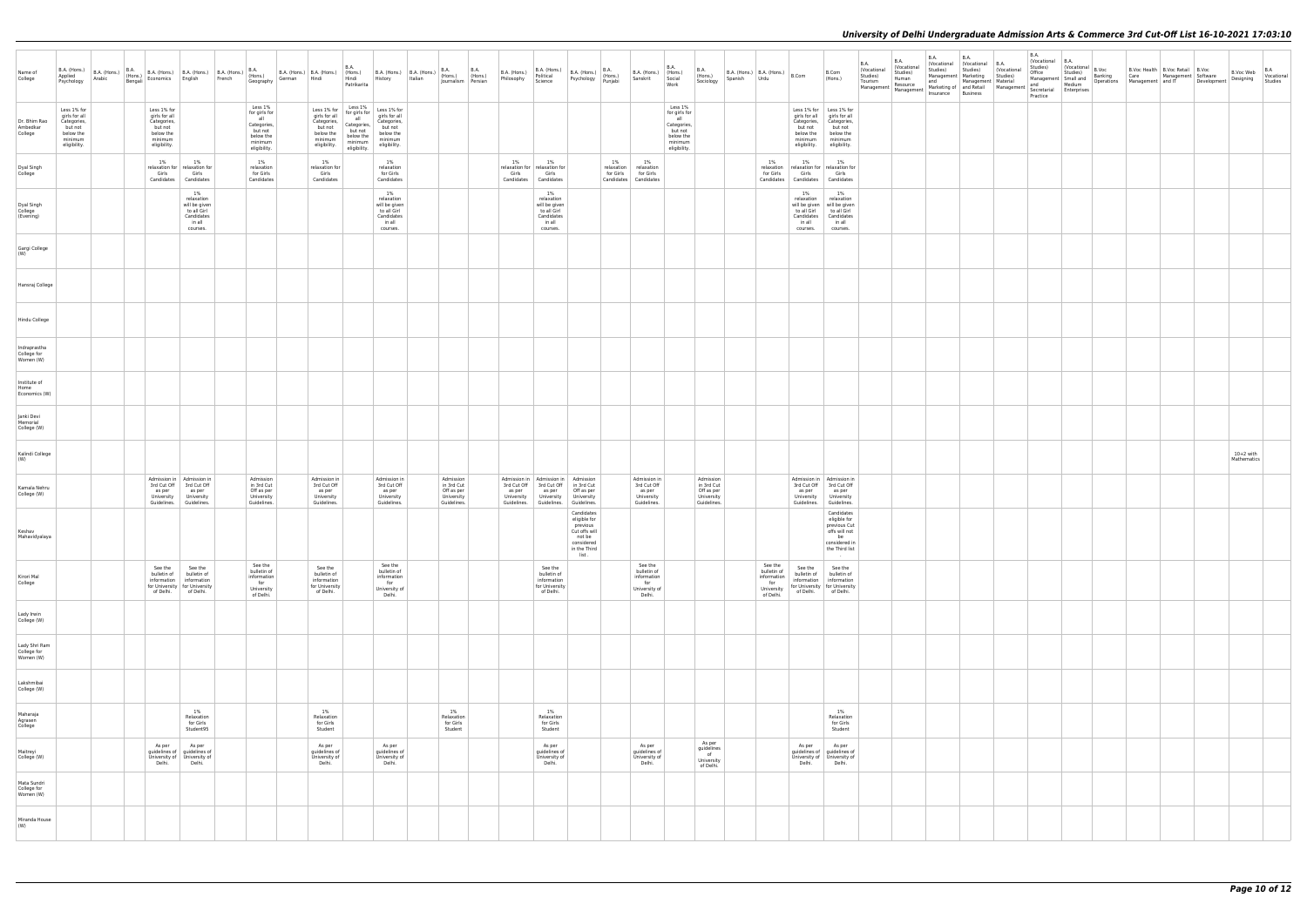| Name of College | B.A. (Hons.) Applied Psychology | B.A. (Hons.) Arabic | B.A. (Hons.) Bengali | B.A. (Hons.) Economics | B.A. (Hons.) English | B.A. (Hons.) French | B.A. (Hons.) Geography | B.A. (Hons.) German | B.A. (Hons.) Hindi | B.A. (Hons.) Hindi Patrikarita | B.A. (Hons.) History | B.A. (Hons.) Italian | B.A. (Hons.) Journalism | B.A. (Hons.) Persian | B.A. (Hons.) Philosophy | B.A. (Hons.) Political Science | B.A. (Hons.) Psychology | B.A. (Hons.) Punjabi | B.A. (Hons.) Sanskrit | B.A. (Hons.) Social Work | B.A. (Hons.) Sociology | B.A. (Hons.) Spanish | B.A. (Hons.) Urdu | B.Com | B.Com (Hons.) | B.A. (Vocational Studies) Tourism Management | B.A. (Vocational Studies) Human Resource Management | B.A. (Vocational Studies) Management and Marketing of Insurance | B.A. (Vocational Studies) Marketing Management and Retail Business | B.A. (Vocational Studies) Material Management | B.A. (Vocational Studies) Office Management and Secretarial Practice | B.A. (Vocational Studies) Small and Medium Enterprises | B.Voc Banking Operations | B.Voc Health Care | B.Voc Retail Management and IT | B.Voc Software Development | B.Voc Web Designing | B.A Vocational Studies |
|---|---|---|---|---|---|---|---|---|---|---|---|---|---|---|---|---|---|---|---|---|---|---|---|---|---|---|---|---|---|---|---|---|---|---|---|---|---|---|
| Dr. Bhim Rao Ambedkar College | Less 1% for girls for all Categories, but not below the minimum eligibility. | | | Less 1% for girls for all Categories, but not below the minimum eligibility. | | | Less 1% for girls for all Categories, but not below the minimum eligibility. | | Less 1% for girls for all Categories, but not below the minimum eligibility. | Less 1% for girls for all Categories, but not below the minimum eligibility. | Less 1% for girls for all Categories, but not below the minimum eligibility. | | | | | | | | | Less 1% for girls for all Categories, but not below the minimum eligibility. | | | | Less 1% for girls for all Categories, but not below the minimum eligibility. | Less 1% for girls for all Categories, but not below the minimum eligibility. | | | | | | | | | | | | | |
| Dyal Singh College | | | | 1% relaxation for Girls Candidates | 1% relaxation for Girls Candidates | | 1% relaxation for Girls Candidates | | 1% relaxation for Girls Candidates | | 1% relaxation for Girls Candidates | | | | 1% relaxation for Girls Candidates | 1% relaxation for Girls Candidates | | 1% relaxation for Girls Candidates | 1% relaxation for Girls Candidates | | | | 1% relaxation for Girls Candidates | 1% relaxation for Girls Candidates | 1% relaxation for Girls Candidates | | | | | | | | | | | | | |
| Dyal Singh College (Evening) | | | | | 1% relaxation will be given to all Girl Candidates in all courses. | | | | | | 1% relaxation will be given to all Girl Candidates in all courses. | | | | | 1% relaxation will be given to all Girl Candidates in all courses. | | | | | | | | 1% relaxation will be given to all Girl Candidates in all courses. | 1% relaxation will be given to all Girl Candidates in all courses. | | | | | | | | | | | | | |
| Gargi College (W) | | | | | | | | | | | | | | | | | | | | | | | | | | | | | | | | | | | | | | |
| Hansraj College | | | | | | | | | | | | | | | | | | | | | | | | | | | | | | | | | | | | | | |
| Hindu College | | | | | | | | | | | | | | | | | | | | | | | | | | | | | | | | | | | | | | |
| Indraprastha College for Women (W) | | | | | | | | | | | | | | | | | | | | | | | | | | | | | | | | | | | | | | |
| Institute of Home Economics (W) | | | | | | | | | | | | | | | | | | | | | | | | | | | | | | | | | | | | | | |
| Janki Devi Memorial College (W) | | | | | | | | | | | | | | | | | | | | | | | | | | | | | | | | | | | | | | |
| Kalindi College (W) | | | | | | | | | | | | | | | | | | | | | | | | | | | | | | | | | | | | | 10+2 with Mathematics | |
| Kamala Nehru College (W) | | | | Admission in 3rd Cut Off as per University Guidelines. | Admission in 3rd Cut Off as per University Guidelines. | | Admission in 3rd Cut Off as per University Guidelines. | | Admission in 3rd Cut Off as per University Guidelines. | | Admission in 3rd Cut Off as per University Guidelines. | | Admission in 3rd Cut Off as per University Guidelines. | | Admission in 3rd Cut Off as per University Guidelines. | Admission in 3rd Cut Off as per University Guidelines. | Admission in 3rd Cut Off as per University Guidelines. | | Admission in 3rd Cut Off as per University Guidelines. | | Admission in 3rd Cut Off as per University Guidelines. | | | Admission in 3rd Cut Off as per University Guidelines. | Admission in 3rd Cut Off as per University Guidelines. | | | | | | | | | | | | | |
| Keshav Mahavidyalaya | | | | | | | | | | | | | | | | | Candidates eligible for previous Cut offs will not be considered in the Third list . | | | | | | | | Candidates eligible for previous Cut offs will not be considered in the Third list | | | | | | | | | | | | | |
| Kirori Mal College | | | | See the bulletin of information for University of Delhi. | See the bulletin of information for University of Delhi. | | See the bulletin of information for University of Delhi. | | See the bulletin of information for University of Delhi. | | See the bulletin of information for University of Delhi. | | | | | See the bulletin of information for University of Delhi. | | | See the bulletin of information for University of Delhi. | | | | See the bulletin of information for University of Delhi. | See the bulletin of information for University of Delhi. | See the bulletin of information for University of Delhi. | | | | | | | | | | | | | |
| Lady Irwin College (W) | | | | | | | | | | | | | | | | | | | | | | | | | | | | | | | | | | | | | | |
| Lady Shri Ram College for Women (W) | | | | | | | | | | | | | | | | | | | | | | | | | | | | | | | | | | | | | | |
| Lakshmibai College (W) | | | | | | | | | | | | | | | | | | | | | | | | | | | | | | | | | | | | | | |
| Maharaja Agrasen College | | | | | 1% Relaxation for Girls Student95 | | | | 1% Relaxation for Girls Student | | | | 1% Relaxation for Girls Student | | | 1% Relaxation for Girls Student | | | | | | | | | 1% Relaxation for Girls Student | | | | | | | | | | | | | |
| Maitreyi College (W) | | | | As per guidelines of University of Delhi. | As per guidelines of University of Delhi. | | | | As per guidelines of University of Delhi. | | As per guidelines of University of Delhi. | | | | | As per guidelines of University of Delhi. | | | As per guidelines of University of Delhi. | | As per guidelines of University of Delhi. | | | As per guidelines of University of Delhi. | As per guidelines of University of Delhi. | | | | | | | | | | | | | |
| Mata Sundri College for Women (W) | | | | | | | | | | | | | | | | | | | | | | | | | | | | | | | | | | | | | | |
| Miranda House (W) | | | | | | | | | | | | | | | | | | | | | | | | | | | | | | | | | | | | | | |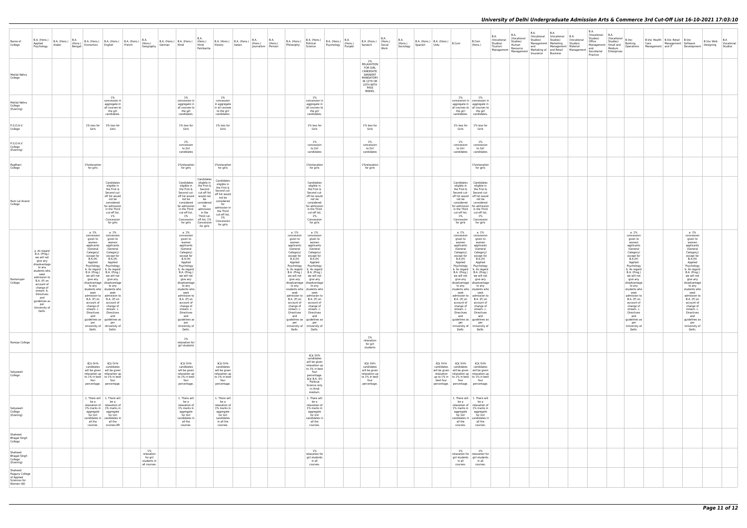| Name of College | B.A. (Hons.) Applied Psychology | B.A. (Hons.) Arabic | B.A. (Hons.) Bengali | B.A. (Hons.) Economics | B.A. (Hons.) English | B.A. (Hons.) French | B.A. (Hons.) Geography | B.A. (Hons.) German | B.A. (Hons.) Hindi | B.A. (Hons.) Hindi Patrikarita | B.A. (Hons.) History | B.A. (Hons.) Italian | B.A. (Hons.) Journalism | B.A. (Hons.) Persian | B.A. (Hons.) Philosophy | B.A. (Hons.) Political Science | B.A. (Hons.) Psychology | B.A. (Hons.) Punjabi | B.A. (Hons.) Sanskrit | B.A. (Hons.) Social Work | B.A. (Hons.) Sociology | B.A. (Hons.) Spanish | B.A. (Hons.) Urdu | B.Com | B.Com (Hons.) | B.A. (Vocational Studies) Tourism Management | B.A. (Vocational Studies) Human Resource Management | B.A. (Vocational Studies) Management and Marketing of Insurance | B.A. (Vocational Studies) Marketing Management and Retail Business | B.A. (Vocational Studies) Material Management | B.A. (Vocational Studies) Office Management and Secretarial Practice | B.A. (Vocational Studies) Small and Medium Enterprises | B.Voc Banking Operations | B.Voc Health Care Management | B.Voc Retail Management and IT | B.Voc Software Development | B.Voc Web Designing | B.A Vocational Studies |
|---|---|---|---|---|---|---|---|---|---|---|---|---|---|---|---|---|---|---|---|---|---|---|---|---|---|---|---|---|---|---|---|---|---|---|---|---|---|---|
| Motilal Nehru College | | | | | | | | | | | | | | | | | | | 1% RELAXATION FOR GIRL CANDIDATE. SANSKRIT MANDATORY IN 12TH OR 10TH WITH PASS MARKS. | | | | | | | | | | | | | | | | | | | |
| Motilal Nehru College (Evening) | | | | | 1% concession in aggregate in all courses to the girl candidates. | | | | 1% concession in aggregate in all courses to the girl candidates. | | 1% concession in aggregate in all courses to the girl candidates. | | | | | 1% concession in aggregate in all courses to the girl candidates. | | | | | | | | 1% concession in aggregate in all courses to the girl candidates. | 1% concession in aggregate in all courses to the girl candidates. | | | | | | | | | | | | | |
| P.G.D.A.V. College | | | | 1% less for Girls | 1% less for Girls | | | | 1% less for Girls | | 1% less for Girls | | | | | 1% less for Girls | | | 1% less for Girls | | | | | 1% less for Girls | 1% less for Girls | | | | | | | | | | | | | |
| P.G.D.A.V. College (Evening) | | | | | | | | | 1% concession to Girl candidates | | | | | | | 1% concession to Girl candidates | | | 1% concession to Girl candidates | | | | | 1% concession to Girl candidates | 1% concession to Girl candidates | | | | | | | | | | | | | |
| Rajdhani College | | | | 1%relaxation for girls | | | | | 1%relaxation for girls | | 1%relaxation for girls | | | | | 1%relaxation for girls | | | 1%relaxation for girls | | | | | | 1%relaxation for girls | | | | | | | | | | | | | |
| Ram Lal Anand College | | | | | Candidates eligible in the First & Second cut-off list would not be considered for admission in the Third cut-off list, 1% Concession for girls | | | | Candidates eligible in the First & Second cut-off list would not be considered for admission in the Third cut-off list, 1% Concession for girls | Candidates eligible in the First & Second cut-off list would not be considered for admission in the Third cut-off list, 1% Concession for girls | Candidates eligible in the First & Second cut-off list would not be considered for admission in the Third cut-off list, 1% Concession for girls | | | | | Candidates eligible in the First & Second cut-off list would not be considered for admission in the Third cut-off list, 1% Concession for girls | | | | | | | | Candidates eligible in the First & Second cut-off list would not be considered for admission in the Third cut-off list, 1% Concession for girls | Candidates eligible in the First & Second cut-off list would not be considered for admission in the Third cut-off list, 1% Concession for girls | | | | | | | | | | | | | |
| Ramanujan College | a. As regard B.A. (Prog.) we will not give any disadvantage to any students who seek admission to B.A. (P) on account of change of stream. b. Directives and guidelines as per University of Delhi. | | | a. 1% concession given to women applicants (General Category) except for B.A.(H) Applied Psychology b. As regard B.A. (Prog.) we will not give any disadvantage to any students who seek admission to B.A. (P) on account of change of stream. c. Directives and guidelines as per University of Delhi. | a. 1% concession given to women applicants (General Category) except for B.A.(H) Applied Psychology b. As regard B.A. (Prog.) we will not give any disadvantage to any students who seek admission to B.A. (P) on account of change of stream. c. Directives and guidelines as per University of Delhi. | | | | a. 1% concession given to women applicants (General Category) except for B.A.(H) Applied Psychology b. As regard B.A. (Prog.) we will not give any disadvantage to any students who seek admission to B.A. (P) on account of change of stream. c. Directives and guidelines as per University of Delhi. | | | | | | a. 1% concession given to women applicants (General Category) except for B.A.(H) Applied Psychology b. As regard B.A. (Prog.) we will not give any disadvantage to any students who seek admission to B.A. (P) on account of change of stream. c. Directives and guidelines as per University of Delhi. | a. 1% concession given to women applicants (General Category) except for B.A.(H) Applied Psychology b. As regard B.A. (Prog.) we will not give any disadvantage to any students who seek admission to B.A. (P) on account of change of stream. c. Directives and guidelines as per University of Delhi. | | | | | | | | a. 1% concession given to women applicants (General Category) except for B.A.(H) Applied Psychology b. As regard B.A. (Prog.) we will not give any disadvantage to any students who seek admission to B.A. (P) on account of change of stream. c. Directives and guidelines as per University of Delhi. | a. 1% concession given to women applicants (General Category) except for B.A.(H) Applied Psychology b. As regard B.A. (Prog.) we will not give any disadvantage to any students who seek admission to B.A. (P) on account of change of stream. c. Directives and guidelines as per University of Delhi. | | | | | | | | a. 1% concession given to women applicants (General Category) except for B.A.(H) Applied Psychology b. As regard B.A. (Prog.) we will not give any disadvantage to any students who seek admission to B.A. (P) on account of change of stream. c. Directives and guidelines as per University of Delhi. | | | a. 1% concession given to women applicants (General Category) except for B.A.(H) Applied Psychology b. As regard B.A. (Prog.) we will not give any disadvantage to any students who seek admission to B.A. (P) on account of change of stream. c. Directives and guidelines as per University of Delhi. | | |
| Ramjas College | | | | | | | | | 1% relaxation for girl students | | | | | | | | | | 1% relaxation for girl students | | | | | | | | | | | | | | | | | | | |
| Satyawati College | | | | â¦ Girls candidates will be given relaxation up to 1% in best four percentage. | â¦ Girls candidates will be given relaxation up to 1% in best four percentage. | | | | â¦ Girls candidates will be given relaxation up to 1% in best four percentage. | | â¦ Girls candidates will be given relaxation up to 1% in best four percentage. | | | | | â¦ Girls candidates will be given relaxation up to 1% in best four percentage. â¦ B.A. (H) Political Science only in Hindi medium. | | | â¦ Girls candidates will be given relaxation up to 1% in best four percentage. | | | | â¦ Girls candidates will be given relaxation up to 1% in best four percentage. | â¦ Girls candidates will be given relaxation up to 1% in best four percentage. | â¦ Girls candidates will be given relaxation up to 1% in best four percentage. | | | | | | | | | | | | | |
| Satyawati College (Evening) | | | | 1. There will be a relaxation of 1% marks in aggregate for Girl candidates in all the courses. | 1. There will be a relaxation of 1% marks in aggregate for Girl candidates in all the courses.89 | | | | 1. There will be a relaxation of 1% marks in aggregate for Girl candidates in all the courses. | | 1. There will be a relaxation of 1% marks in aggregate for Girl candidates in all the courses. | | | | | 1. There will be a relaxation of 1% marks in aggregate for Girl candidates in all the courses. | | | | | | | | 1. There will be a relaxation of 1% marks in aggregate for Girl candidates in all the courses. | 1. There will be a relaxation of 1% marks in aggregate for Girl candidates in all the courses. | | | | | | | | | | | | | |
| Shaheed Bhagat Singh College | | | | | | | | | | | | | | | | | | | | | | | | | | | | | | | | | | | | | | |
| Shaheed Bhagat Singh College (Evening) | | | | | | | 1% relaxation for girl students in all courses. | | | | | | | | | 1% relaxation for girl students in all courses. | | | | | | | | 1% relaxation for girl students in all courses. | 1% relaxation for girl students in all courses. | | | | | | | | | | | | | |
| Shaheed Rajguru College of Applied Sciences for Women (W) | | | | | | | | | | | | | | | | | | | | | | | | | | | | | | | | | | | | | | |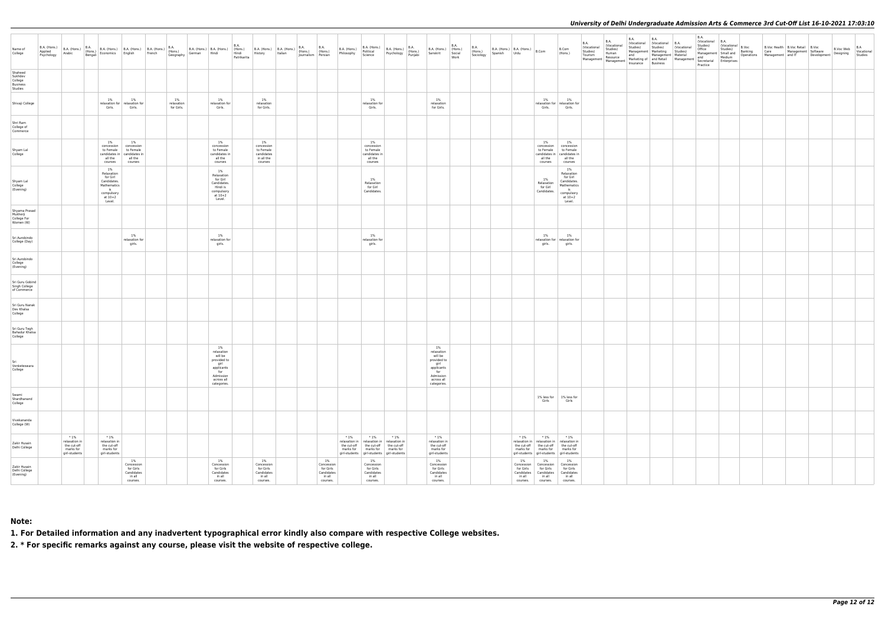| Name of College | B.A. (Hons.) Applied Psychology | B.A. (Hons.) Arabic | B.A. (Hons.) Bengali | B.A. (Hons.) Economics | B.A. (Hons.) English | B.A. (Hons.) French | B.A. (Hons.) Geography | B.A. (Hons.) German | B.A. (Hons.) Hindi | B.A. (Hons.) Hindi Patrikarita | B.A. (Hons.) History | B.A. (Hons.) Italian | B.A. (Hons.) Journalism | B.A. (Hons.) Persian | B.A. (Hons.) Philosophy | B.A. (Hons.) Political Science | B.A. (Hons.) Psychology | B.A. (Hons.) Punjabi | B.A. (Hons.) Sanskrit | B.A. (Hons.) Social Work | B.A. (Hons.) Sociology | B.A. (Hons.) Spanish | B.A. (Hons.) Urdu | B.Com | B.Com (Hons.) | B.A. (Vocational Studies) Tourism Management | B.A. (Vocational Studies) Human Resource Management | B.A. (Vocational Studies) Management and Marketing of Insurance | B.A. (Vocational Studies) Marketing Management and Retail Business | B.A. (Vocational Studies) Material Management | B.A. (Vocational Studies) Office Management and Secretarial Practice | B.A. (Vocational Studies) Small and Medium Enterprises | B.Voc Banking Operations | B.Voc Health Care | B.Voc Retail Management and IT | B.Voc Software Development | B.Voc Web Designing | B.A Vocational Studies |
|---|---|---|---|---|---|---|---|---|---|---|---|---|---|---|---|---|---|---|---|---|---|---|---|---|---|---|---|---|---|---|---|---|---|---|---|---|---|---|
| Shaheed Sukhdev College Business Studies | | | | | | | | | | | | | | | | | | | | | | | | | | | | | | | | | | | | | | |
| Shivaji College | | | | 1% relaxation for Girls. | 1% relaxation for Girls. | | 1% relaxation for Girls. | | 1% relaxation for Girls. | | 1% relaxation for Girls. | | | | | 1% relaxation for Girls. | | | 1% relaxation for Girls. | | | | | 1% relaxation for Girls. | 1% relaxation for Girls. | | | | | | | | | | | | | |
| Shri Ram College of Commerce | | | | | | | | | | | | | | | | | | | | | | | | | | | | | | | | | | | | | | |
| Shyam Lal College | | | | 1% concession to Female candidates in all the courses | 1% concession to Female candidates in all the courses | | | | 1% concession to Female candidates in all the courses | | 1% concession to Female candidates in all the courses | | | | | 1% concession to Female candidates in all the courses | | | | | | | | 1% concession to Female candidates in all the courses | 1% concession to Female candidates in all the courses | | | | | | | | | | | | | |
| Shyam Lal College (Evening) | | | | 1% Relaxation for Girl Candidates. Mathematics is compulsory at 10+2 Level. | | | | | 1% Relaxation for Girl Candidates. Hindi is compulsory at 10+2 Level. | | | | | | | 1% Relaxation for Girl Candidates. | | | | | | | | 1% Relaxation for Girl Candidates. | 1% Relaxation for Girl Candidates. Mathematics is compulsory at 10+2 Level. | | | | | | | | | | | | | |
| Shyama Prasad Mukherji College For Women (W) | | | | | | | | | | | | | | | | | | | | | | | | | | | | | | | | | | | | | | |
| Sri Aurobindo College (Day) | | | | | 1% relaxation for girls. | | | | 1% relaxation for girls. | | | | | | | 1% relaxation for girls. | | | | | | | | 1% relaxation for girls. | 1% relaxation for girls. | | | | | | | | | | | | | |
| Sri Aurobindo College (Evening) | | | | | | | | | | | | | | | | | | | | | | | | | | | | | | | | | | | | | | |
| Sri Guru Gobind Singh College of Commerce | | | | | | | | | | | | | | | | | | | | | | | | | | | | | | | | | | | | | | |
| Sri Guru Nanak Dev Khalsa College | | | | | | | | | | | | | | | | | | | | | | | | | | | | | | | | | | | | | | |
| Sri Guru Tegh Bahadur Khalsa College | | | | | | | | | | | | | | | | | | | | | | | | | | | | | | | | | | | | | | |
| Sri Venkateswara College | | | | | | | | | 1% relaxation will be provided to girl applicants for Admission across all categories. | | | | | | | | | | 1% relaxation will be provided to girl applicants for Admission across all categories. | | | | | | | | | | | | | | | | | | | |
| Swami Shardhanand College | | | | | | | | | | | | | | | | | | | | | | | | 1% less for Girls | 1% less for Girls | | | | | | | | | | | | | |
| Vivekananda College (W) | | | | | | | | | | | | | | | | | | | | | | | | | | | | | | | | | | | | | | |
| Zakir Husain Delhi College | | * 1% relaxation in the cut-off marks for girl-students | | * 1% relaxation in the cut-off marks for girl-students | | | | | | | | | | | * 1% relaxation in the cut-off marks for girl-students | * 1% relaxation in the cut-off marks for girl-students | * 1% relaxation in the cut-off marks for girl-students | | * 1% relaxation in the cut-off marks for girl-students | | | | * 1% relaxation in the cut-off marks for girl-students | * 1% relaxation in the cut-off marks for girl-students | * 1% relaxation in the cut-off marks for girl-students | | | | | | | | | | | | | |
| Zakir Husain Delhi College (Evening) | | | | | 1% Concession for Girls Candidates in all courses. | | | | 1% Concession for Girls Candidates in all courses. | | 1% Concession for Girls Candidates in all courses. | | | 1% Concession for Girls Candidates in all courses. | | 1% Concession for Girls Candidates in all courses. | | | 1% Concession for Girls Candidates in all courses. | | | | 1% Concession for Girls Candidates in all courses. | 1% Concession for Girls Candidates in all courses. | 1% Concession for Girls Candidates in all courses. | | | | | | | | | | | | | |

**Note:**

**1. For Detailed information and any inadvertent typographical error kindly also compare with respective College websites.**

**2. * For specific remarks against any course, please visit the website of respective college.**